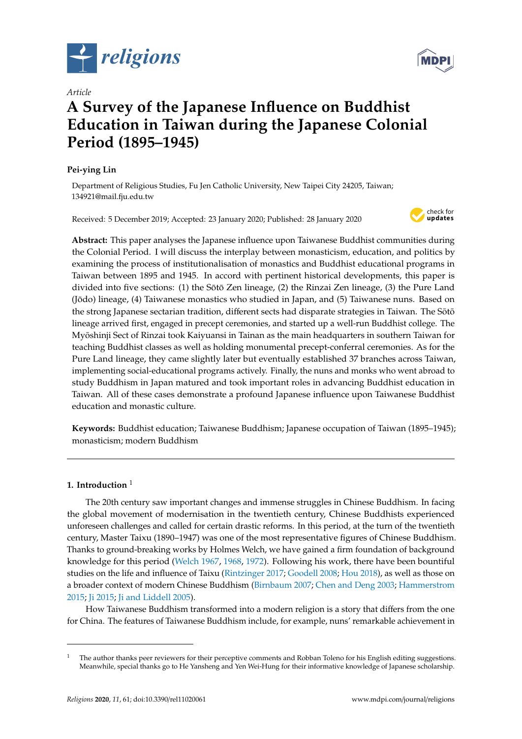*Article*

# A Survey of the Japanese Influence on Buddhist Education in Taiwan during the Japanese Colonial Period (1895–1945)

**Pei-ying Lin**

Department of Religious Studies, Fu Jen Catholic University, New Taipei City 24205, Taiwan; 134921@mail.fju.edu.tw

Received: 5 December 2019; Accepted: 23 January 2020; Published: 28 January 2020

**Abstract:** This paper analyses the Japanese influence upon Taiwanese Buddhist communities during the Colonial Period. I will discuss the interplay between monasticism, education, and politics by examining the process of institutionalisation of monastics and Buddhist educational programs in Taiwan between 1895 and 1945. In accord with pertinent historical developments, this paper is divided into five sections: (1) the Sōtō Zen lineage, (2) the Rinzai Zen lineage, (3) the Pure Land (Jōdo) lineage, (4) Taiwanese monastics who studied in Japan, and (5) Taiwanese nuns. Based on the strong Japanese sectarian tradition, different sects had disparate strategies in Taiwan. The Sōtō lineage arrived first, engaged in precept ceremonies, and started up a well-run Buddhist college. The Myōshinji Sect of Rinzai took Kaiyuansi in Tainan as the main headquarters in southern Taiwan for teaching Buddhist classes as well as holding monumental precept-conferral ceremonies. As for the Pure Land lineage, they came slightly later but eventually established 37 branches across Taiwan, implementing social-educational programs actively. Finally, the nuns and monks who went abroad to study Buddhism in Japan matured and took important roles in advancing Buddhist education in Taiwan. All of these cases demonstrate a profound Japanese influence upon Taiwanese Buddhist education and monastic culture.

**Keywords:** Buddhist education; Taiwanese Buddhism; Japanese occupation of Taiwan (1895–1945); monasticism; modern Buddhism

## 1. Introduction [1]

The 20th century saw important changes and immense struggles in Chinese Buddhism. In facing the global movement of modernisation in the twentieth century, Chinese Buddhists experienced unforeseen challenges and called for certain drastic reforms. In this period, at the turn of the twentieth century, Master Taixu (1890–1947) was one of the most representative figures of Chinese Buddhism. Thanks to ground-breaking works by Holmes Welch, we have gained a firm foundation of background knowledge for this period (Welch 1967, 1968, 1972). Following his work, there have been bountiful studies on the life and influence of Taixu (Rintzinger 2017; Goodell 2008; Hou 2018), as well as those on a broader context of modern Chinese Buddhism (Birnbaum 2007; Chen and Deng 2003; Hammerstrom 2015; Ji 2015; Ji and Liddell 2005).

How Taiwanese Buddhism transformed into a modern religion is a story that differs from the one for China. The features of Taiwanese Buddhism include, for example, nuns' remarkable achievement in

---

[1] The author thanks peer reviewers for their perceptive comments and Robban Toleno for his English editing suggestions. Meanwhile, special thanks go to He Yansheng and Yen Wei-Hung for their informative knowledge of Japanese scholarship.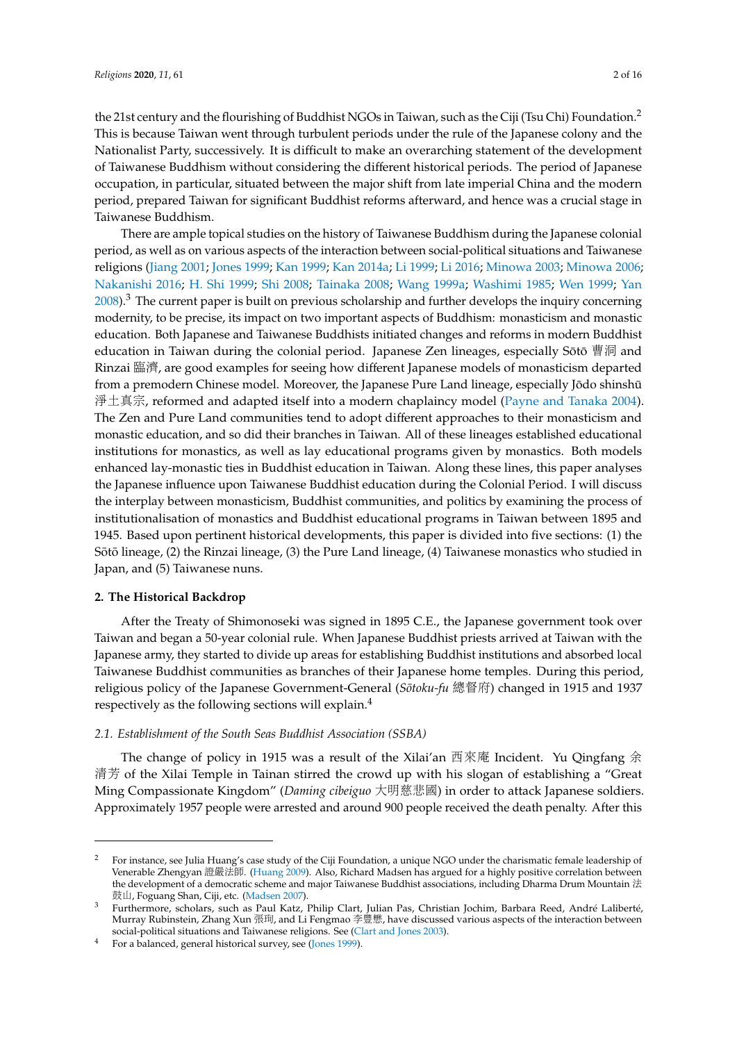the 21st century and the flourishing of Buddhist NGOs in Taiwan, such as the Ciji (Tsu Chi) Foundation.[2] This is because Taiwan went through turbulent periods under the rule of the Japanese colony and the Nationalist Party, successively. It is difficult to make an overarching statement of the development of Taiwanese Buddhism without considering the different historical periods. The period of Japanese occupation, in particular, situated between the major shift from late imperial China and the modern period, prepared Taiwan for significant Buddhist reforms afterward, and hence was a crucial stage in Taiwanese Buddhism.

There are ample topical studies on the history of Taiwanese Buddhism during the Japanese colonial period, as well as on various aspects of the interaction between social-political situations and Taiwanese religions (Jiang 2001; Jones 1999; Kan 1999; Kan 2014a; Li 1999; Li 2016; Minowa 2003; Minowa 2006; Nakanishi 2016; H. Shi 1999; Shi 2008; Tainaka 2008; Wang 1999a; Washimi 1985; Wen 1999; Yan 2008).[3] The current paper is built on previous scholarship and further develops the inquiry concerning modernity, to be precise, its impact on two important aspects of Buddhism: monasticism and monastic education. Both Japanese and Taiwanese Buddhists initiated changes and reforms in modern Buddhist education in Taiwan during the colonial period. Japanese Zen lineages, especially Sōtō 曹洞 and Rinzai 臨濟, are good examples for seeing how different Japanese models of monasticism departed from a premodern Chinese model. Moreover, the Japanese Pure Land lineage, especially Jōdo shinshū 淨土真宗, reformed and adapted itself into a modern chaplaincy model (Payne and Tanaka 2004). The Zen and Pure Land communities tend to adopt different approaches to their monasticism and monastic education, and so did their branches in Taiwan. All of these lineages established educational institutions for monastics, as well as lay educational programs given by monastics. Both models enhanced lay-monastic ties in Buddhist education in Taiwan. Along these lines, this paper analyses the Japanese influence upon Taiwanese Buddhist education during the Colonial Period. I will discuss the interplay between monasticism, Buddhist communities, and politics by examining the process of institutionalisation of monastics and Buddhist educational programs in Taiwan between 1895 and 1945. Based upon pertinent historical developments, this paper is divided into five sections: (1) the Sōtō lineage, (2) the Rinzai lineage, (3) the Pure Land lineage, (4) Taiwanese monastics who studied in Japan, and (5) Taiwanese nuns.

## 2. The Historical Backdrop

After the Treaty of Shimonoseki was signed in 1895 C.E., the Japanese government took over Taiwan and began a 50-year colonial rule. When Japanese Buddhist priests arrived at Taiwan with the Japanese army, they started to divide up areas for establishing Buddhist institutions and absorbed local Taiwanese Buddhist communities as branches of their Japanese home temples. During this period, religious policy of the Japanese Government-General (*Sōtoku-fu* 總督府) changed in 1915 and 1937 respectively as the following sections will explain.[4]

### *2.1. Establishment of the South Seas Buddhist Association (SSBA)*

The change of policy in 1915 was a result of the Xilai'an 西來庵 Incident. Yu Qingfang 余清芳 of the Xilai Temple in Tainan stirred the crowd up with his slogan of establishing a "Great Ming Compassionate Kingdom" (*Daming cibeiguo* 大明慈悲國) in order to attack Japanese soldiers. Approximately 1957 people were arrested and around 900 people received the death penalty. After this

---

[2] For instance, see Julia Huang's case study of the Ciji Foundation, a unique NGO under the charismatic female leadership of Venerable Zhengyan 證嚴法師. (Huang 2009). Also, Richard Madsen has argued for a highly positive correlation between the development of a democratic scheme and major Taiwanese Buddhist associations, including Dharma Drum Mountain 法鼓山, Foguang Shan, Ciji, etc. (Madsen 2007).

[3] Furthermore, scholars, such as Paul Katz, Philip Clart, Julian Pas, Christian Jochim, Barbara Reed, André Laliberté, Murray Rubinstein, Zhang Xun 張珣, and Li Fengmao 李豐懋, have discussed various aspects of the interaction between social-political situations and Taiwanese religions. See (Clart and Jones 2003).

[4] For a balanced, general historical survey, see (Jones 1999).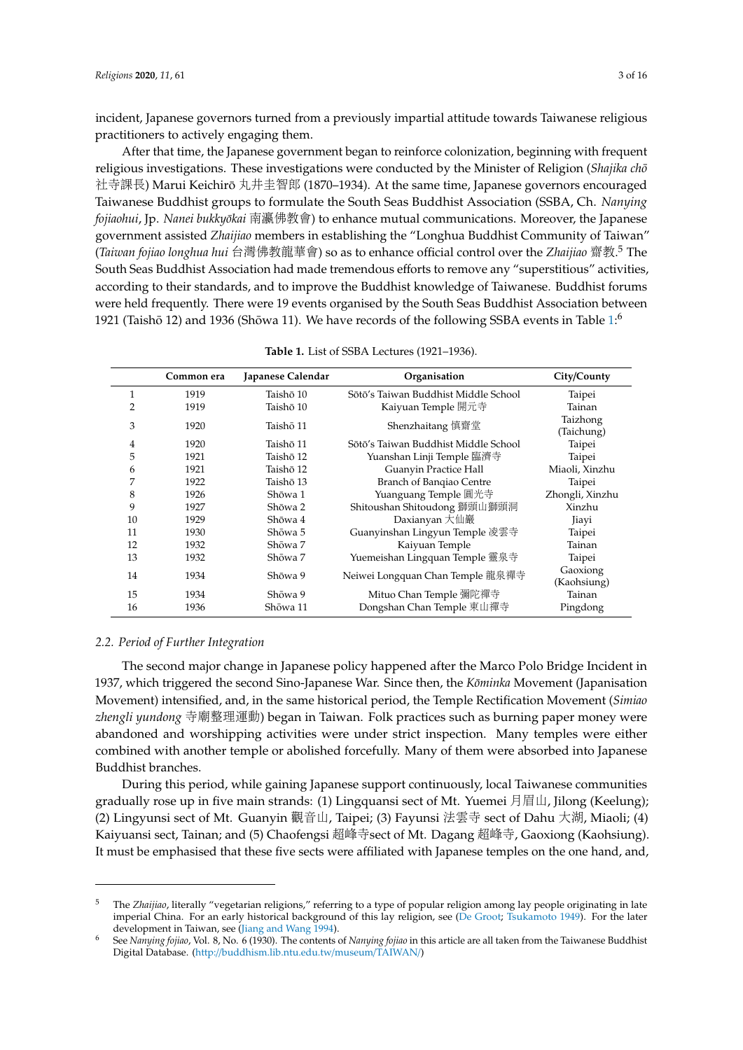incident, Japanese governors turned from a previously impartial attitude towards Taiwanese religious practitioners to actively engaging them.

After that time, the Japanese government began to reinforce colonization, beginning with frequent religious investigations. These investigations were conducted by the Minister of Religion (*Shajika chō* 社寺課長) Marui Keichirō 丸井圭智郎 (1870–1934). At the same time, Japanese governors encouraged Taiwanese Buddhist groups to formulate the South Seas Buddhist Association (SSBA, Ch. *Nanying fojiaohui*, Jp. *Nanei bukkyōkai* 南瀛佛教會) to enhance mutual communications. Moreover, the Japanese government assisted *Zhaijiao* members in establishing the "Longhua Buddhist Community of Taiwan" (*Taiwan fojiao longhua hui* 台灣佛教龍華會) so as to enhance official control over the *Zhaijiao* 齋教.[5] The South Seas Buddhist Association had made tremendous efforts to remove any "superstitious" activities, according to their standards, and to improve the Buddhist knowledge of Taiwanese. Buddhist forums were held frequently. There were 19 events organised by the South Seas Buddhist Association between 1921 (Taishō 12) and 1936 (Shōwa 11). We have records of the following SSBA events in Table 1:[6]

**Table 1.** List of SSBA Lectures (1921–1936).

| | Common era | Japanese Calendar | Organisation | City/County |
|---|---|---|---|---|
| 1 | 1919 | Taishō 10 | Sōtō's Taiwan Buddhist Middle School | Taipei |
| 2 | 1919 | Taishō 10 | Kaiyuan Temple 開元寺 | Tainan |
| 3 | 1920 | Taishō 11 | Shenzhaitang 慎齋堂 | Taizhong (Taichung) |
| 4 | 1920 | Taishō 11 | Sōtō's Taiwan Buddhist Middle School | Taipei |
| 5 | 1921 | Taishō 12 | Yuanshan Linji Temple 臨濟寺 | Taipei |
| 6 | 1921 | Taishō 12 | Guanyin Practice Hall | Miaoli, Xinzhu |
| 7 | 1922 | Taishō 13 | Branch of Banqiao Centre | Taipei |
| 8 | 1926 | Shōwa 1 | Yuanguang Temple 圓光寺 | Zhongli, Xinzhu |
| 9 | 1927 | Shōwa 2 | Shitoushan Shitoudong 獅頭山獅頭洞 | Xinzhu |
| 10 | 1929 | Shōwa 4 | Daxianyan 大仙巖 | Jiayi |
| 11 | 1930 | Shōwa 5 | Guanyinshan Lingyun Temple 凌雲寺 | Taipei |
| 12 | 1932 | Shōwa 7 | Kaiyuan Temple | Tainan |
| 13 | 1932 | Shōwa 7 | Yuemeishan Lingquan Temple 靈泉寺 | Taipei |
| 14 | 1934 | Shōwa 9 | Neiwei Longquan Chan Temple 龍泉禪寺 | Gaoxiong (Kaohsiung) |
| 15 | 1934 | Shōwa 9 | Mituo Chan Temple 彌陀禪寺 | Tainan |
| 16 | 1936 | Shōwa 11 | Dongshan Chan Temple 東山禪寺 | Pingdong |

### 2.2. Period of Further Integration

The second major change in Japanese policy happened after the Marco Polo Bridge Incident in 1937, which triggered the second Sino-Japanese War. Since then, the *Kōminka* Movement (Japanisation Movement) intensified, and, in the same historical period, the Temple Rectification Movement (*Simiao zhengli yundong* 寺廟整理運動) began in Taiwan. Folk practices such as burning paper money were abandoned and worshipping activities were under strict inspection. Many temples were either combined with another temple or abolished forcefully. Many of them were absorbed into Japanese Buddhist branches.

During this period, while gaining Japanese support continuously, local Taiwanese communities gradually rose up in five main strands: (1) Lingquansi sect of Mt. Yuemei 月眉山, Jilong (Keelung); (2) Lingyunsi sect of Mt. Guanyin 觀音山, Taipei; (3) Fayunsi 法雲寺 sect of Dahu 大湖, Miaoli; (4) Kaiyuansi sect, Tainan; and (5) Chaofengsi 超峰寺sect of Mt. Dagang 超峰寺, Gaoxiong (Kaohsiung). It must be emphasised that these five sects were affiliated with Japanese temples on the one hand, and,

---

[5] The *Zhaijiao*, literally "vegetarian religions," referring to a type of popular religion among lay people originating in late imperial China. For an early historical background of this lay religion, see (De Groot; Tsukamoto 1949). For the later development in Taiwan, see (Jiang and Wang 1994).

[6] See *Nanying fojiao*, Vol. 8, No. 6 (1930). The contents of *Nanying fojiao* in this article are all taken from the Taiwanese Buddhist Digital Database. (http://buddhism.lib.ntu.edu.tw/museum/TAIWAN/)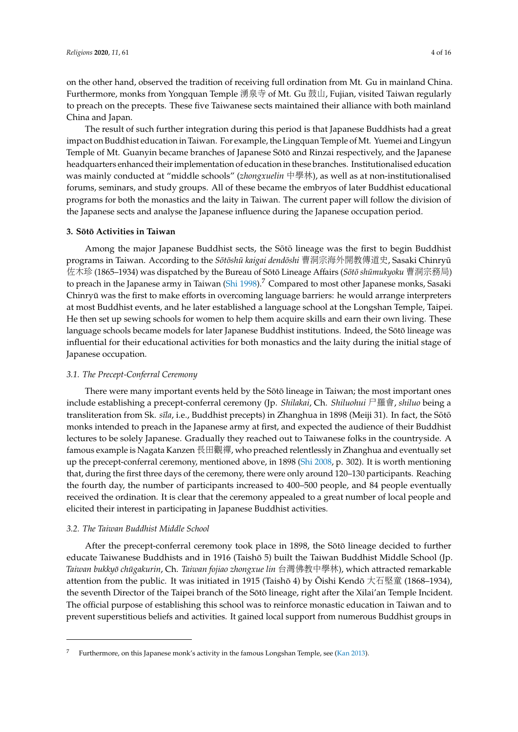on the other hand, observed the tradition of receiving full ordination from Mt. Gu in mainland China. Furthermore, monks from Yongquan Temple 湧泉寺 of Mt. Gu 鼓山, Fujian, visited Taiwan regularly to preach on the precepts. These five Taiwanese sects maintained their alliance with both mainland China and Japan.

The result of such further integration during this period is that Japanese Buddhists had a great impact on Buddhist education in Taiwan. For example, the Lingquan Temple of Mt. Yuemei and Lingyun Temple of Mt. Guanyin became branches of Japanese Sōtō and Rinzai respectively, and the Japanese headquarters enhanced their implementation of education in these branches. Institutionalised education was mainly conducted at "middle schools" (*zhongxuelin* 中學林), as well as at non-institutionalised forums, seminars, and study groups. All of these became the embryos of later Buddhist educational programs for both the monastics and the laity in Taiwan. The current paper will follow the division of the Japanese sects and analyse the Japanese influence during the Japanese occupation period.

## 3. Sōtō Activities in Taiwan

Among the major Japanese Buddhist sects, the Sōtō lineage was the first to begin Buddhist programs in Taiwan. According to the *Sōtōshū kaigai dendōshi* 曹洞宗海外開教傳道史, Sasaki Chinryū 佐木珍 (1865–1934) was dispatched by the Bureau of Sōtō Lineage Affairs (*Sōtō shūmukyoku* 曹洞宗務局) to preach in the Japanese army in Taiwan (Shi 1998).[7] Compared to most other Japanese monks, Sasaki Chinryū was the first to make efforts in overcoming language barriers: he would arrange interpreters at most Buddhist events, and he later established a language school at the Longshan Temple, Taipei. He then set up sewing schools for women to help them acquire skills and earn their own living. These language schools became models for later Japanese Buddhist institutions. Indeed, the Sōtō lineage was influential for their educational activities for both monastics and the laity during the initial stage of Japanese occupation.

### 3.1. The Precept-Conferral Ceremony

There were many important events held by the Sōtō lineage in Taiwan; the most important ones include establishing a precept-conferral ceremony (Jp. *Shilakai*, Ch. *Shiluohui* 尸羅會, *shiluo* being a transliteration from Sk. *sīla*, i.e., Buddhist precepts) in Zhanghua in 1898 (Meiji 31). In fact, the Sōtō monks intended to preach in the Japanese army at first, and expected the audience of their Buddhist lectures to be solely Japanese. Gradually they reached out to Taiwanese folks in the countryside. A famous example is Nagata Kanzen 長田觀禪, who preached relentlessly in Zhanghua and eventually set up the precept-conferral ceremony, mentioned above, in 1898 (Shi 2008, p. 302). It is worth mentioning that, during the first three days of the ceremony, there were only around 120–130 participants. Reaching the fourth day, the number of participants increased to 400–500 people, and 84 people eventually received the ordination. It is clear that the ceremony appealed to a great number of local people and elicited their interest in participating in Japanese Buddhist activities.

### 3.2. The Taiwan Buddhist Middle School

After the precept-conferral ceremony took place in 1898, the Sōtō lineage decided to further educate Taiwanese Buddhists and in 1916 (Taishō 5) built the Taiwan Buddhist Middle School (Jp. *Taiwan bukkyō chūgakurin*, Ch. *Taiwan fojiao zhongxue lin* 台灣佛教中學林), which attracted remarkable attention from the public. It was initiated in 1915 (Taishō 4) by Ōishi Kendō 大石堅童 (1868–1934), the seventh Director of the Taipei branch of the Sōtō lineage, right after the Xilai'an Temple Incident. The official purpose of establishing this school was to reinforce monastic education in Taiwan and to prevent superstitious beliefs and activities. It gained local support from numerous Buddhist groups in

[7] Furthermore, on this Japanese monk's activity in the famous Longshan Temple, see (Kan 2013).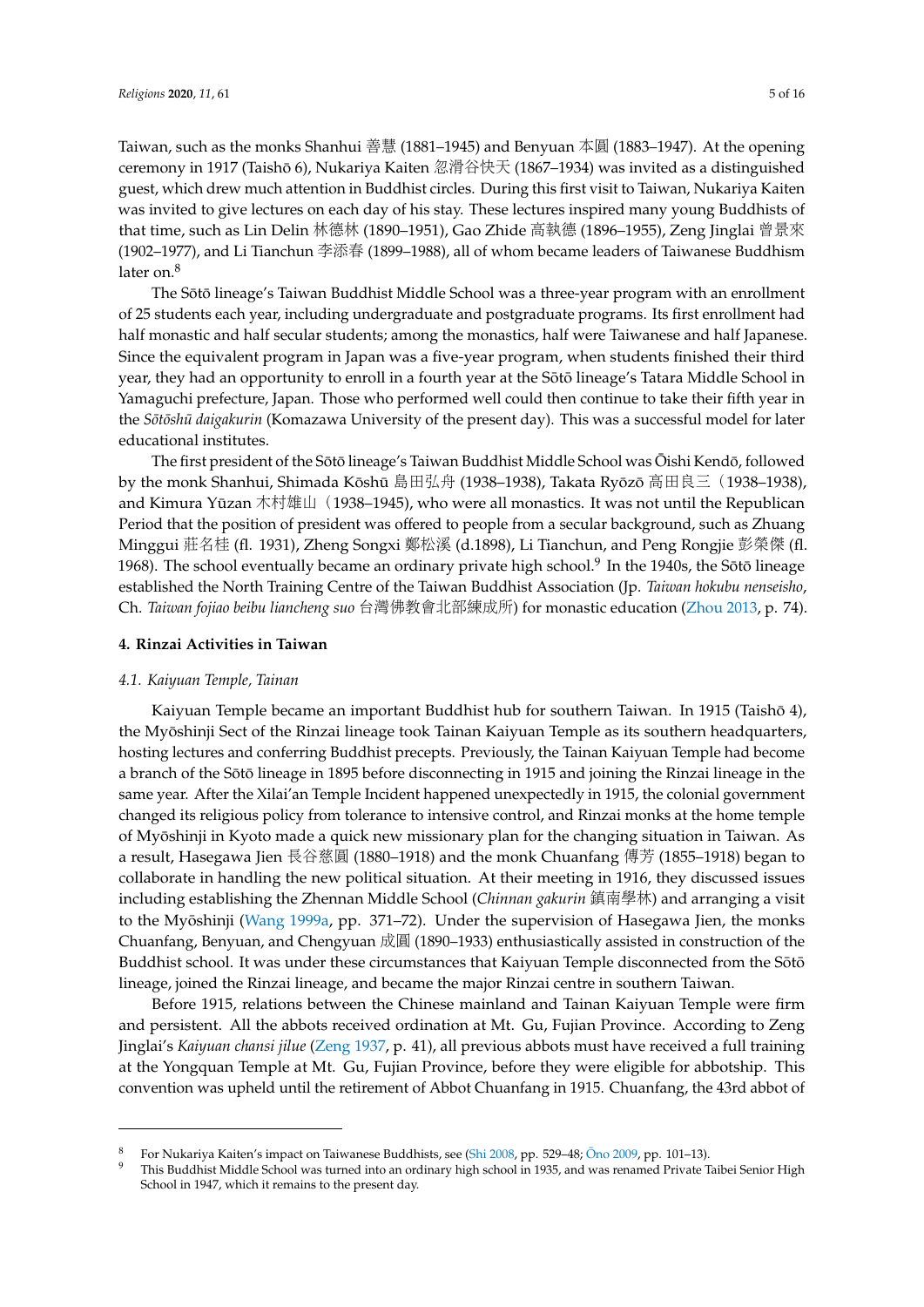Taiwan, such as the monks Shanhui 善慧 (1881–1945) and Benyuan 本圓 (1883–1947). At the opening ceremony in 1917 (Taishō 6), Nukariya Kaiten 忽滑谷快天 (1867–1934) was invited as a distinguished guest, which drew much attention in Buddhist circles. During this first visit to Taiwan, Nukariya Kaiten was invited to give lectures on each day of his stay. These lectures inspired many young Buddhists of that time, such as Lin Delin 林德林 (1890–1951), Gao Zhide 高執德 (1896–1955), Zeng Jinglai 曾景來 (1902–1977), and Li Tianchun 李添春 (1899–1988), all of whom became leaders of Taiwanese Buddhism later on.[8]

The Sōtō lineage's Taiwan Buddhist Middle School was a three-year program with an enrollment of 25 students each year, including undergraduate and postgraduate programs. Its first enrollment had half monastic and half secular students; among the monastics, half were Taiwanese and half Japanese. Since the equivalent program in Japan was a five-year program, when students finished their third year, they had an opportunity to enroll in a fourth year at the Sōtō lineage's Tatara Middle School in Yamaguchi prefecture, Japan. Those who performed well could then continue to take their fifth year in the *Sōtōshū daigakurin* (Komazawa University of the present day). This was a successful model for later educational institutes.

The first president of the Sōtō lineage's Taiwan Buddhist Middle School was Ōishi Kendō, followed by the monk Shanhui, Shimada Kōshū 島田弘舟 (1938–1938), Takata Ryōzō 高田良三（1938–1938), and Kimura Yūzan 木村雄山（1938–1945), who were all monastics. It was not until the Republican Period that the position of president was offered to people from a secular background, such as Zhuang Minggui 莊名桂 (fl. 1931), Zheng Songxi 鄭松溪 (d.1898), Li Tianchun, and Peng Rongjie 彭榮傑 (fl. 1968). The school eventually became an ordinary private high school.[9] In the 1940s, the Sōtō lineage established the North Training Centre of the Taiwan Buddhist Association (Jp. *Taiwan hokubu nenseisho*, Ch. *Taiwan fojiao beibu liancheng suo* 台灣佛教會北部練成所) for monastic education (Zhou 2013, p. 74).

## 4. Rinzai Activities in Taiwan

### 4.1. Kaiyuan Temple, Tainan

Kaiyuan Temple became an important Buddhist hub for southern Taiwan. In 1915 (Taishō 4), the Myōshinji Sect of the Rinzai lineage took Tainan Kaiyuan Temple as its southern headquarters, hosting lectures and conferring Buddhist precepts. Previously, the Tainan Kaiyuan Temple had become a branch of the Sōtō lineage in 1895 before disconnecting in 1915 and joining the Rinzai lineage in the same year. After the Xilai'an Temple Incident happened unexpectedly in 1915, the colonial government changed its religious policy from tolerance to intensive control, and Rinzai monks at the home temple of Myōshinji in Kyoto made a quick new missionary plan for the changing situation in Taiwan. As a result, Hasegawa Jien 長谷慈圓 (1880–1918) and the monk Chuanfang 傳芳 (1855–1918) began to collaborate in handling the new political situation. At their meeting in 1916, they discussed issues including establishing the Zhennan Middle School (*Chinnan gakurin* 鎮南學林) and arranging a visit to the Myōshinji (Wang 1999a, pp. 371–72). Under the supervision of Hasegawa Jien, the monks Chuanfang, Benyuan, and Chengyuan 成圓 (1890–1933) enthusiastically assisted in construction of the Buddhist school. It was under these circumstances that Kaiyuan Temple disconnected from the Sōtō lineage, joined the Rinzai lineage, and became the major Rinzai centre in southern Taiwan.

Before 1915, relations between the Chinese mainland and Tainan Kaiyuan Temple were firm and persistent. All the abbots received ordination at Mt. Gu, Fujian Province. According to Zeng Jinglai's *Kaiyuan chansi jilue* (Zeng 1937, p. 41), all previous abbots must have received a full training at the Yongquan Temple at Mt. Gu, Fujian Province, before they were eligible for abbotship. This convention was upheld until the retirement of Abbot Chuanfang in 1915. Chuanfang, the 43rd abbot of

---

[8] For Nukariya Kaiten's impact on Taiwanese Buddhists, see (Shi 2008, pp. 529–48; Ōno 2009, pp. 101–13).

[9] This Buddhist Middle School was turned into an ordinary high school in 1935, and was renamed Private Taibei Senior High School in 1947, which it remains to the present day.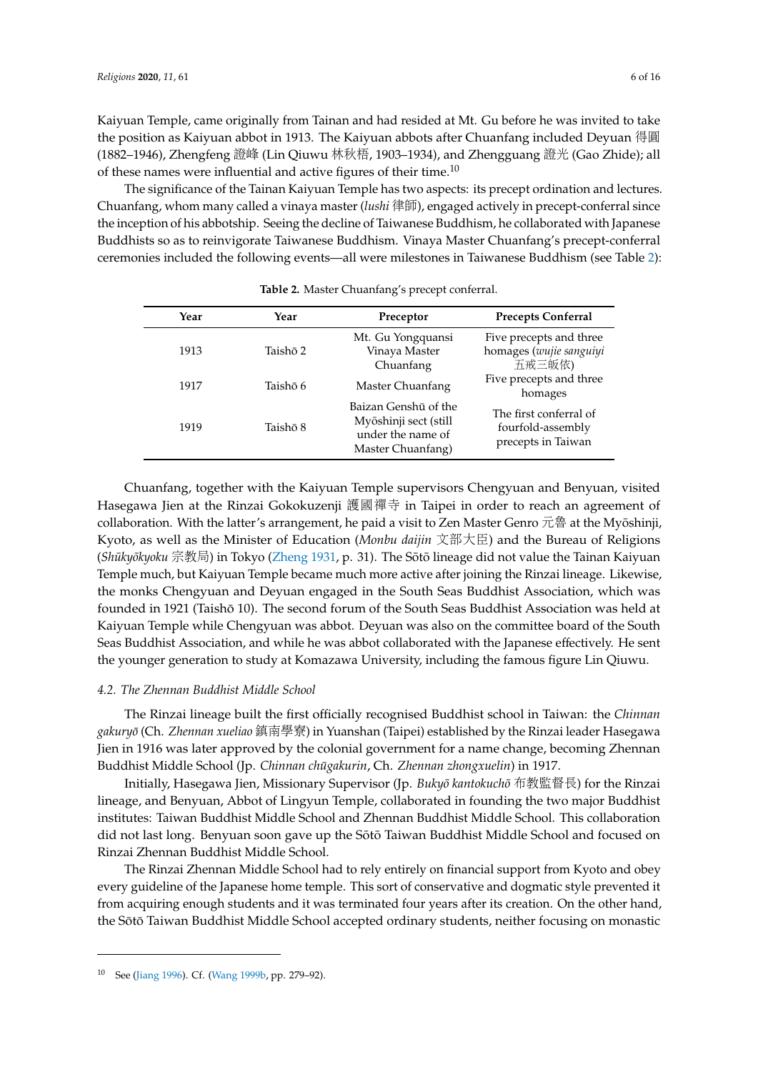Kaiyuan Temple, came originally from Tainan and had resided at Mt. Gu before he was invited to take the position as Kaiyuan abbot in 1913. The Kaiyuan abbots after Chuanfang included Deyuan 得圓 (1882–1946), Zhengfeng 證峰 (Lin Qiuwu 林秋梧, 1903–1934), and Zhengguang 證光 (Gao Zhide); all of these names were influential and active figures of their time.[10]

The significance of the Tainan Kaiyuan Temple has two aspects: its precept ordination and lectures. Chuanfang, whom many called a vinaya master (*lushi* 律師), engaged actively in precept-conferral since the inception of his abbotship. Seeing the decline of Taiwanese Buddhism, he collaborated with Japanese Buddhists so as to reinvigorate Taiwanese Buddhism. Vinaya Master Chuanfang's precept-conferral ceremonies included the following events—all were milestones in Taiwanese Buddhism (see Table 2):

**Table 2.** Master Chuanfang's precept conferral.

| Year | Year | Preceptor | Precepts Conferral |
|---|---|---|---|
| 1913 | Taishō 2 | Mt. Gu Yongquansi Vinaya Master Chuanfang | Five precepts and three homages (*wujie sanguiyi* 五戒三皈依) |
| 1917 | Taishō 6 | Master Chuanfang | Five precepts and three homages |
| 1919 | Taishō 8 | Baizan Genshū of the Myōshinji sect (still under the name of Master Chuanfang) | The first conferral of fourfold-assembly precepts in Taiwan |

Chuanfang, together with the Kaiyuan Temple supervisors Chengyuan and Benyuan, visited Hasegawa Jien at the Rinzai Gokokuzenji 護國禪寺 in Taipei in order to reach an agreement of collaboration. With the latter's arrangement, he paid a visit to Zen Master Genro 元魯 at the Myōshinji, Kyoto, as well as the Minister of Education (*Monbu daijin* 文部大臣) and the Bureau of Religions (*Shūkyōkyoku* 宗教局) in Tokyo (Zheng 1931, p. 31). The Sōtō lineage did not value the Tainan Kaiyuan Temple much, but Kaiyuan Temple became much more active after joining the Rinzai lineage. Likewise, the monks Chengyuan and Deyuan engaged in the South Seas Buddhist Association, which was founded in 1921 (Taishō 10). The second forum of the South Seas Buddhist Association was held at Kaiyuan Temple while Chengyuan was abbot. Deyuan was also on the committee board of the South Seas Buddhist Association, and while he was abbot collaborated with the Japanese effectively. He sent the younger generation to study at Komazawa University, including the famous figure Lin Qiuwu.

### 4.2. The Zhennan Buddhist Middle School

The Rinzai lineage built the first officially recognised Buddhist school in Taiwan: the *Chinnan gakuryō* (Ch. *Zhennan xueliao* 鎮南學寮) in Yuanshan (Taipei) established by the Rinzai leader Hasegawa Jien in 1916 was later approved by the colonial government for a name change, becoming Zhennan Buddhist Middle School (Jp. *Chinnan chūgakurin*, Ch. *Zhennan zhongxuelin*) in 1917.

Initially, Hasegawa Jien, Missionary Supervisor (Jp. *Bukyō kantokuchō* 布教監督長) for the Rinzai lineage, and Benyuan, Abbot of Lingyun Temple, collaborated in founding the two major Buddhist institutes: Taiwan Buddhist Middle School and Zhennan Buddhist Middle School. This collaboration did not last long. Benyuan soon gave up the Sōtō Taiwan Buddhist Middle School and focused on Rinzai Zhennan Buddhist Middle School.

The Rinzai Zhennan Middle School had to rely entirely on financial support from Kyoto and obey every guideline of the Japanese home temple. This sort of conservative and dogmatic style prevented it from acquiring enough students and it was terminated four years after its creation. On the other hand, the Sōtō Taiwan Buddhist Middle School accepted ordinary students, neither focusing on monastic

[10] See (Jiang 1996). Cf. (Wang 1999b, pp. 279–92).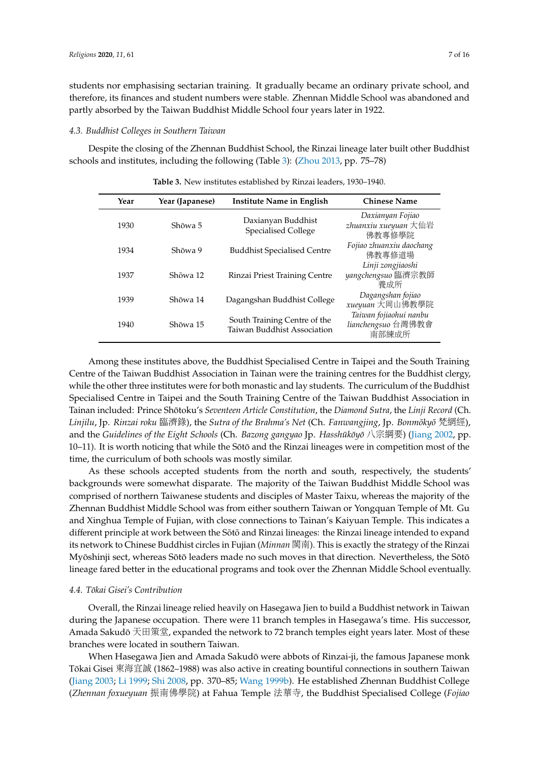students nor emphasising sectarian training. It gradually became an ordinary private school, and therefore, its finances and student numbers were stable. Zhennan Middle School was abandoned and partly absorbed by the Taiwan Buddhist Middle School four years later in 1922.

### *4.3. Buddhist Colleges in Southern Taiwan*

Despite the closing of the Zhennan Buddhist School, the Rinzai lineage later built other Buddhist schools and institutes, including the following (Table 3): (Zhou 2013, pp. 75–78)

**Table 3.** New institutes established by Rinzai leaders, 1930–1940.

| Year | Year (Japanese) | Institute Name in English | Chinese Name |
|---|---|---|---|
| 1930 | Shōwa 5 | Daxianyan Buddhist Specialised College | *Daxianyan Fojiao zhuanxiu xueyuan* 大仙岩佛教專修學院 |
| 1934 | Shōwa 9 | Buddhist Specialised Centre | *Fojiao zhuanxiu daochang* 佛教專修道場 |
| 1937 | Shōwa 12 | Rinzai Priest Training Centre | *Linji zongjiaoshi yangchengsuo* 臨濟宗教師養成所 |
| 1939 | Shōwa 14 | Dagangshan Buddhist College | *Dagangshan fojiao xueyuan* 大岡山佛教學院 |
| 1940 | Shōwa 15 | South Training Centre of the Taiwan Buddhist Association | *Taiwan fojiaohui nanbu lianchengsuo* 台灣佛教會南部練成所 |

Among these institutes above, the Buddhist Specialised Centre in Taipei and the South Training Centre of the Taiwan Buddhist Association in Tainan were the training centres for the Buddhist clergy, while the other three institutes were for both monastic and lay students. The curriculum of the Buddhist Specialised Centre in Taipei and the South Training Centre of the Taiwan Buddhist Association in Tainan included: Prince Shōtoku's *Seventeen Article Constitution*, the *Diamond Sutra*, the *Linji Record* (Ch. *Linjilu*, Jp. *Rinzai roku* 臨濟錄), the *Sutra of the Brahma's Net* (Ch. *Fanwangjing*, Jp. *Bonmōkyō* 梵網經), and the *Guidelines of the Eight Schools* (Ch. *Bazong gangyao* Jp. *Hasshūkōyō* 八宗綱要) (Jiang 2002, pp. 10–11). It is worth noticing that while the Sōtō and the Rinzai lineages were in competition most of the time, the curriculum of both schools was mostly similar.

As these schools accepted students from the north and south, respectively, the students' backgrounds were somewhat disparate. The majority of the Taiwan Buddhist Middle School was comprised of northern Taiwanese students and disciples of Master Taixu, whereas the majority of the Zhennan Buddhist Middle School was from either southern Taiwan or Yongquan Temple of Mt. Gu and Xinghua Temple of Fujian, with close connections to Tainan's Kaiyuan Temple. This indicates a different principle at work between the Sōtō and Rinzai lineages: the Rinzai lineage intended to expand its network to Chinese Buddhist circles in Fujian (*Minnan* 閩南). This is exactly the strategy of the Rinzai Myōshinji sect, whereas Sōtō leaders made no such moves in that direction. Nevertheless, the Sōtō lineage fared better in the educational programs and took over the Zhennan Middle School eventually.

### *4.4. Tōkai Gisei's Contribution*

Overall, the Rinzai lineage relied heavily on Hasegawa Jien to build a Buddhist network in Taiwan during the Japanese occupation. There were 11 branch temples in Hasegawa's time. His successor, Amada Sakudō 天田策堂, expanded the network to 72 branch temples eight years later. Most of these branches were located in southern Taiwan.

When Hasegawa Jien and Amada Sakudō were abbots of Rinzai-ji, the famous Japanese monk Tōkai Gisei 東海宜誠 (1862–1988) was also active in creating bountiful connections in southern Taiwan (Jiang 2003; Li 1999; Shi 2008, pp. 370–85; Wang 1999b). He established Zhennan Buddhist College (*Zhennan foxueyuan* 振南佛學院) at Fahua Temple 法華寺, the Buddhist Specialised College (*Fojiao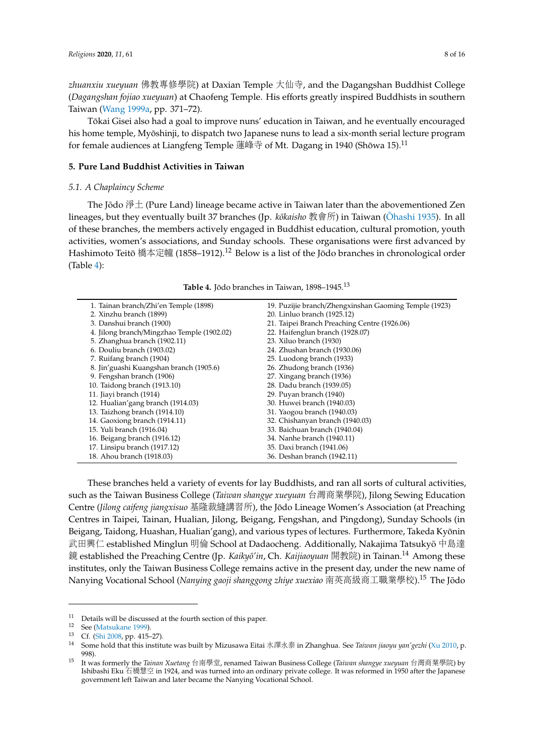*zhuanxiu xueyuan* 佛教專修學院) at Daxian Temple 大仙寺, and the Dagangshan Buddhist College (*Dagangshan fojiao xueyuan*) at Chaofeng Temple. His efforts greatly inspired Buddhists in southern Taiwan (Wang 1999a, pp. 371–72).

Tōkai Gisei also had a goal to improve nuns' education in Taiwan, and he eventually encouraged his home temple, Myōshinji, to dispatch two Japanese nuns to lead a six-month serial lecture program for female audiences at Liangfeng Temple 蓮峰寺 of Mt. Dagang in 1940 (Shōwa 15).[11]

## 5. Pure Land Buddhist Activities in Taiwan

### 5.1. A Chaplaincy Scheme

The Jōdo 淨土 (Pure Land) lineage became active in Taiwan later than the abovementioned Zen lineages, but they eventually built 37 branches (Jp. *kōkaisho* 教會所) in Taiwan (Ōhashi 1935). In all of these branches, the members actively engaged in Buddhist education, cultural promotion, youth activities, women's associations, and Sunday schools. These organisations were first advanced by Hashimoto Teitō 橋本定幢 (1858–1912).[12] Below is a list of the Jōdo branches in chronological order (Table 4):

**Table 4.** Jōdo branches in Taiwan, 1898–1945.[13]

| | |
|---|---|
| 1. Tainan branch/Zhi'en Temple (1898) | 19. Puzijie branch/Zhengxinshan Gaoming Temple (1923) |
| 2. Xinzhu branch (1899) | 20. Linluo branch (1925.12) |
| 3. Danshui branch (1900) | 21. Taipei Branch Preaching Centre (1926.06) |
| 4. Jilong branch/Mingzhao Temple (1902.02) | 22. Haifenglun branch (1928.07) |
| 5. Zhanghua branch (1902.11) | 23. Xiluo branch (1930) |
| 6. Douliu branch (1903.02) | 24. Zhushan branch (1930.06) |
| 7. Ruifang branch (1904) | 25. Luodong branch (1933) |
| 8. Jin'guashi Kuangshan branch (1905.6) | 26. Zhudong branch (1936) |
| 9. Fengshan branch (1906) | 27. Xingang branch (1936) |
| 10. Taidong branch (1913.10) | 28. Dadu branch (1939.05) |
| 11. Jiayi branch (1914) | 29. Puyan branch (1940) |
| 12. Hualian'gang branch (1914.03) | 30. Huwei branch (1940.03) |
| 13. Taizhong branch (1914.10) | 31. Yaogou branch (1940.03) |
| 14. Gaoxiong branch (1914.11) | 32. Chishanyan branch (1940.03) |
| 15. Yuli branch (1916.04) | 33. Baichuan branch (1940.04) |
| 16. Beigang branch (1916.12) | 34. Nanhe branch (1940.11) |
| 17. Linsipu branch (1917.12) | 35. Daxi branch (1941.06) |
| 18. Ahou branch (1918.03) | 36. Deshan branch (1942.11) |

These branches held a variety of events for lay Buddhists, and ran all sorts of cultural activities, such as the Taiwan Business College (*Taiwan shangye xueyuan* 台灣商業學院), Jilong Sewing Education Centre (*Jilong caifeng jiangxisuo* 基隆裁縫講習所), the Jōdo Lineage Women's Association (at Preaching Centres in Taipei, Tainan, Hualian, Jilong, Beigang, Fengshan, and Pingdong), Sunday Schools (in Beigang, Taidong, Huashan, Hualian'gang), and various types of lectures. Furthermore, Takeda Kyōnin 武田興仁 established Minglun 明倫 School at Dadaocheng. Additionally, Nakajima Tatsukyō 中島達鏡 established the Preaching Centre (Jp. *Kaikyō'in*, Ch. *Kaijiaoyuan* 開教院) in Tainan.[14] Among these institutes, only the Taiwan Business College remains active in the present day, under the new name of Nanying Vocational School (*Nanying gaoji shanggong zhiye xuexiao* 南英高級商工職業學校).[15] The Jōdo

---

[11] Details will be discussed at the fourth section of this paper.

[12] See (Matsukane 1999).

[13] Cf. (Shi 2008, pp. 415–27).

[14] Some hold that this institute was built by Mizusawa Eitai 水澤永泰 in Zhanghua. See *Taiwan jiaoyu yan'gezhi* (Xu 2010, p. 998).

[15] It was formerly the *Tainan Xuetang* 台南學堂, renamed Taiwan Business College (*Taiwan shangye xueyuan* 台灣商業學院) by Ishibashi Eku 石橋慧空 in 1924, and was turned into an ordinary private college. It was reformed in 1950 after the Japanese government left Taiwan and later became the Nanying Vocational School.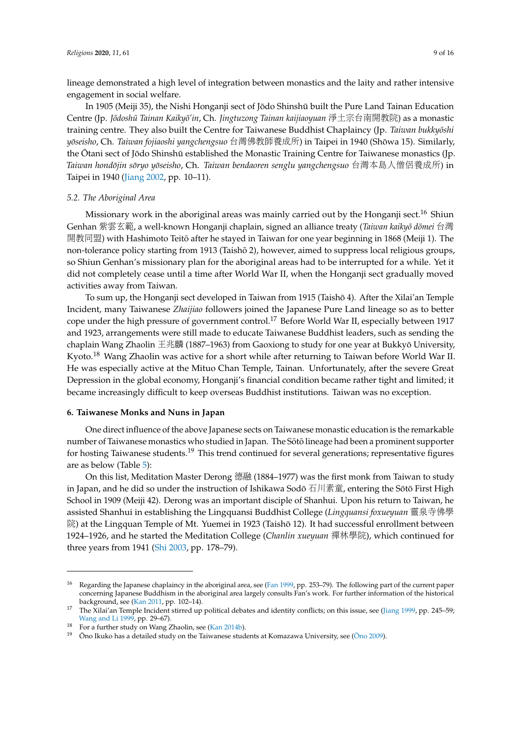lineage demonstrated a high level of integration between monastics and the laity and rather intensive engagement in social welfare.

In 1905 (Meiji 35), the Nishi Honganji sect of Jōdo Shinshū built the Pure Land Tainan Education Centre (Jp. *Jōdoshū Tainan Kaikyō'in*, Ch. *Jingtuzong Tainan kaijiaoyuan* 淨土宗台南開教院) as a monastic training centre. They also built the Centre for Taiwanese Buddhist Chaplaincy (Jp. *Taiwan bukkyōshi yōseisho*, Ch. *Taiwan fojiaoshi yangchengsuo* 台灣佛教師養成所) in Taipei in 1940 (Shōwa 15). Similarly, the Ōtani sect of Jōdo Shinshū established the Monastic Training Centre for Taiwanese monastics (Jp. *Taiwan hondōjin sōryo yōseisho*, Ch. *Taiwan bendaoren senglu yangchengsuo* 台灣本島人僧侶養成所) in Taipei in 1940 (Jiang 2002, pp. 10–11).

### 5.2. The Aboriginal Area

Missionary work in the aboriginal areas was mainly carried out by the Honganji sect.[16] Shiun Genhan 紫雲玄範, a well-known Honganji chaplain, signed an alliance treaty (*Taiwan kaikyō dōmei* 台灣開教同盟) with Hashimoto Teitō after he stayed in Taiwan for one year beginning in 1868 (Meiji 1). The non-tolerance policy starting from 1913 (Taishō 2), however, aimed to suppress local religious groups, so Shiun Genhan's missionary plan for the aboriginal areas had to be interrupted for a while. Yet it did not completely cease until a time after World War II, when the Honganji sect gradually moved activities away from Taiwan.

To sum up, the Honganji sect developed in Taiwan from 1915 (Taishō 4). After the Xilai'an Temple Incident, many Taiwanese *Zhaijiao* followers joined the Japanese Pure Land lineage so as to better cope under the high pressure of government control.[17] Before World War II, especially between 1917 and 1923, arrangements were still made to educate Taiwanese Buddhist leaders, such as sending the chaplain Wang Zhaolin 王兆麟 (1887–1963) from Gaoxiong to study for one year at Bukkyō University, Kyoto.[18] Wang Zhaolin was active for a short while after returning to Taiwan before World War II. He was especially active at the Mituo Chan Temple, Tainan. Unfortunately, after the severe Great Depression in the global economy, Honganji's financial condition became rather tight and limited; it became increasingly difficult to keep overseas Buddhist institutions. Taiwan was no exception.

## 6. Taiwanese Monks and Nuns in Japan

One direct influence of the above Japanese sects on Taiwanese monastic education is the remarkable number of Taiwanese monastics who studied in Japan. The Sōtō lineage had been a prominent supporter for hosting Taiwanese students.[19] This trend continued for several generations; representative figures are as below (Table 5):

On this list, Meditation Master Derong 德融 (1884–1977) was the first monk from Taiwan to study in Japan, and he did so under the instruction of Ishikawa Sodō 石川素童, entering the Sōtō First High School in 1909 (Meiji 42). Derong was an important disciple of Shanhui. Upon his return to Taiwan, he assisted Shanhui in establishing the Lingquansi Buddhist College (*Lingquansi foxueyuan* 靈泉寺佛學院) at the Lingquan Temple of Mt. Yuemei in 1923 (Taishō 12). It had successful enrollment between 1924–1926, and he started the Meditation College (*Chanlin xueyuan* 禪林學院), which continued for three years from 1941 (Shi 2003, pp. 178–79).

---

[16] Regarding the Japanese chaplaincy in the aboriginal area, see (Fan 1999, pp. 253–79). The following part of the current paper concerning Japanese Buddhism in the aboriginal area largely consults Fan's work. For further information of the historical background, see (Kan 2011, pp. 102–14).

[17] The Xilai'an Temple Incident stirred up political debates and identity conflicts; on this issue, see (Jiang 1999, pp. 245–59; Wang and Li 1999, pp. 29–67).

[18] For a further study on Wang Zhaolin, see (Kan 2014b).

[19] Ōno Ikuko has a detailed study on the Taiwanese students at Komazawa University, see (Ōno 2009).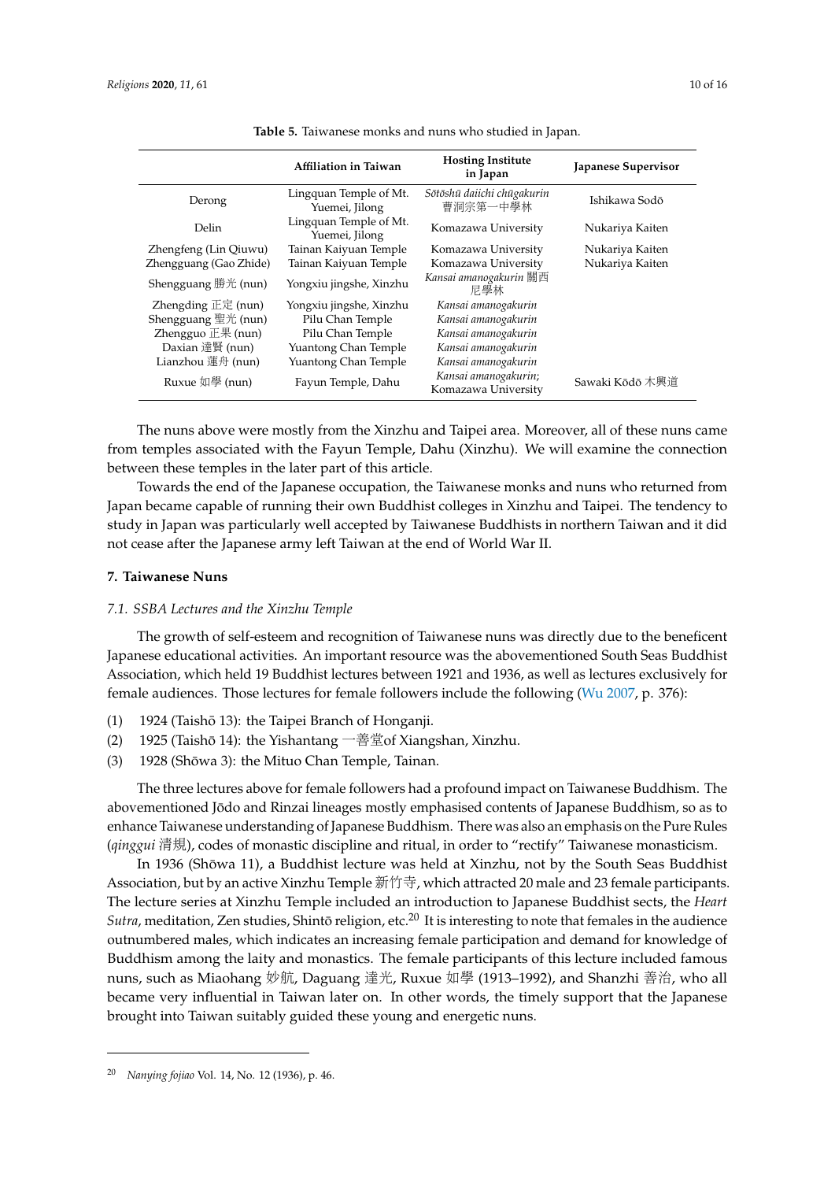**Table 5.** Taiwanese monks and nuns who studied in Japan.

| | Affiliation in Taiwan | Hosting Institute in Japan | Japanese Supervisor |
|---|---|---|---|
| Derong | Lingquan Temple of Mt. Yuemei, Jilong | *Sōtōshū daiichi chūgakurin* 曹洞宗第一中學林 | Ishikawa Sodō |
| Delin | Lingquan Temple of Mt. Yuemei, Jilong | Komazawa University | Nukariya Kaiten |
| Zhengfeng (Lin Qiuwu) | Tainan Kaiyuan Temple | Komazawa University | Nukariya Kaiten |
| Zhengguang (Gao Zhide) | Tainan Kaiyuan Temple | Komazawa University | Nukariya Kaiten |
| Shengguang 勝光 (nun) | Yongxiu jingshe, Xinzhu | *Kansai amanogakurin* 關西尼學林 | |
| Zhengding 正定 (nun) | Yongxiu jingshe, Xinzhu | *Kansai amanogakurin* | |
| Shengguang 聖光 (nun) | Pilu Chan Temple | *Kansai amanogakurin* | |
| Zhengguo 正果 (nun) | Pilu Chan Temple | *Kansai amanogakurin* | |
| Daxian 達賢 (nun) | Yuantong Chan Temple | *Kansai amanogakurin* | |
| Lianzhou 蓮舟 (nun) | Yuantong Chan Temple | *Kansai amanogakurin* | |
| Ruxue 如學 (nun) | Fayun Temple, Dahu | *Kansai amanogakurin*; Komazawa University | Sawaki Kōdō 木興道 |

The nuns above were mostly from the Xinzhu and Taipei area. Moreover, all of these nuns came from temples associated with the Fayun Temple, Dahu (Xinzhu). We will examine the connection between these temples in the later part of this article.

Towards the end of the Japanese occupation, the Taiwanese monks and nuns who returned from Japan became capable of running their own Buddhist colleges in Xinzhu and Taipei. The tendency to study in Japan was particularly well accepted by Taiwanese Buddhists in northern Taiwan and it did not cease after the Japanese army left Taiwan at the end of World War II.

## 7. Taiwanese Nuns

### *7.1. SSBA Lectures and the Xinzhu Temple*

The growth of self-esteem and recognition of Taiwanese nuns was directly due to the beneficent Japanese educational activities. An important resource was the abovementioned South Seas Buddhist Association, which held 19 Buddhist lectures between 1921 and 1936, as well as lectures exclusively for female audiences. Those lectures for female followers include the following (Wu 2007, p. 376):

(1) 1924 (Taishō 13): the Taipei Branch of Honganji.
(2) 1925 (Taishō 14): the Yishantang 一善堂of Xiangshan, Xinzhu.
(3) 1928 (Shōwa 3): the Mituo Chan Temple, Tainan.

The three lectures above for female followers had a profound impact on Taiwanese Buddhism. The abovementioned Jōdo and Rinzai lineages mostly emphasised contents of Japanese Buddhism, so as to enhance Taiwanese understanding of Japanese Buddhism. There was also an emphasis on the Pure Rules (*qinggui* 清規), codes of monastic discipline and ritual, in order to "rectify" Taiwanese monasticism.

In 1936 (Shōwa 11), a Buddhist lecture was held at Xinzhu, not by the South Seas Buddhist Association, but by an active Xinzhu Temple 新竹寺, which attracted 20 male and 23 female participants. The lecture series at Xinzhu Temple included an introduction to Japanese Buddhist sects, the *Heart Sutra*, meditation, Zen studies, Shintō religion, etc.[20] It is interesting to note that females in the audience outnumbered males, which indicates an increasing female participation and demand for knowledge of Buddhism among the laity and monastics. The female participants of this lecture included famous nuns, such as Miaohang 妙航, Daguang 達光, Ruxue 如學 (1913–1992), and Shanzhi 善治, who all became very influential in Taiwan later on. In other words, the timely support that the Japanese brought into Taiwan suitably guided these young and energetic nuns.

---

[20] *Nanying fojiao* Vol. 14, No. 12 (1936), p. 46.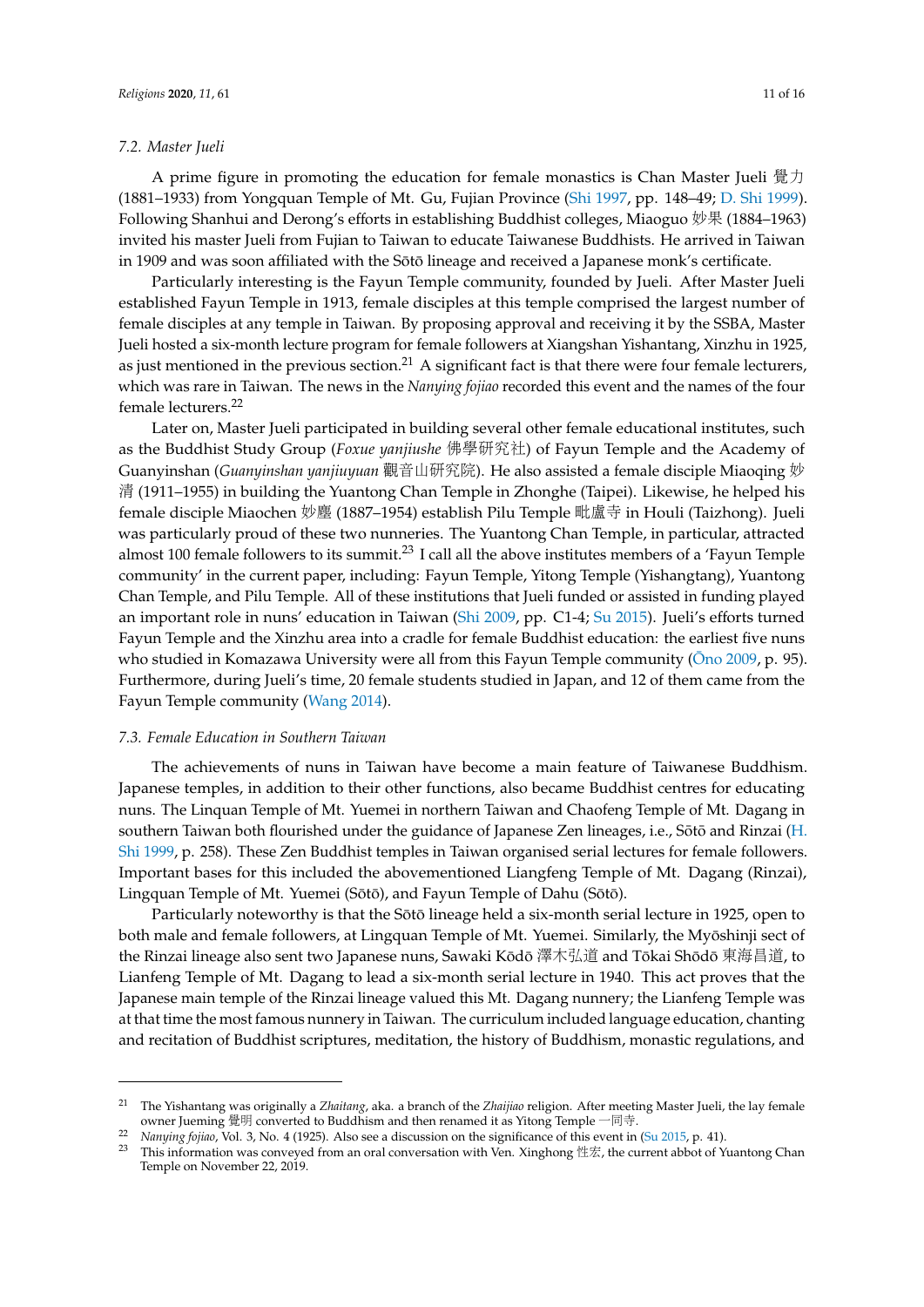### 7.2. Master Jueli

A prime figure in promoting the education for female monastics is Chan Master Jueli 覺力 (1881–1933) from Yongquan Temple of Mt. Gu, Fujian Province (Shi 1997, pp. 148–49; D. Shi 1999). Following Shanhui and Derong's efforts in establishing Buddhist colleges, Miaoguo 妙果 (1884–1963) invited his master Jueli from Fujian to Taiwan to educate Taiwanese Buddhists. He arrived in Taiwan in 1909 and was soon affiliated with the Sōtō lineage and received a Japanese monk's certificate.

Particularly interesting is the Fayun Temple community, founded by Jueli. After Master Jueli established Fayun Temple in 1913, female disciples at this temple comprised the largest number of female disciples at any temple in Taiwan. By proposing approval and receiving it by the SSBA, Master Jueli hosted a six-month lecture program for female followers at Xiangshan Yishantang, Xinzhu in 1925, as just mentioned in the previous section.[21] A significant fact is that there were four female lecturers, which was rare in Taiwan. The news in the *Nanying fojiao* recorded this event and the names of the four female lecturers.[22]

Later on, Master Jueli participated in building several other female educational institutes, such as the Buddhist Study Group (*Foxue yanjiushe* 佛學研究社) of Fayun Temple and the Academy of Guanyinshan (*Guanyinshan yanjiuyuan* 觀音山研究院). He also assisted a female disciple Miaoqing 妙清 (1911–1955) in building the Yuantong Chan Temple in Zhonghe (Taipei). Likewise, he helped his female disciple Miaochen 妙塵 (1887–1954) establish Pilu Temple 毗盧寺 in Houli (Taizhong). Jueli was particularly proud of these two nunneries. The Yuantong Chan Temple, in particular, attracted almost 100 female followers to its summit.[23] I call all the above institutes members of a 'Fayun Temple community' in the current paper, including: Fayun Temple, Yitong Temple (Yishangtang), Yuantong Chan Temple, and Pilu Temple. All of these institutions that Jueli funded or assisted in funding played an important role in nuns' education in Taiwan (Shi 2009, pp. C1-4; Su 2015). Jueli's efforts turned Fayun Temple and the Xinzhu area into a cradle for female Buddhist education: the earliest five nuns who studied in Komazawa University were all from this Fayun Temple community (Ōno 2009, p. 95). Furthermore, during Jueli's time, 20 female students studied in Japan, and 12 of them came from the Fayun Temple community (Wang 2014).

### 7.3. Female Education in Southern Taiwan

The achievements of nuns in Taiwan have become a main feature of Taiwanese Buddhism. Japanese temples, in addition to their other functions, also became Buddhist centres for educating nuns. The Linquan Temple of Mt. Yuemei in northern Taiwan and Chaofeng Temple of Mt. Dagang in southern Taiwan both flourished under the guidance of Japanese Zen lineages, i.e., Sōtō and Rinzai (H. Shi 1999, p. 258). These Zen Buddhist temples in Taiwan organised serial lectures for female followers. Important bases for this included the abovementioned Liangfeng Temple of Mt. Dagang (Rinzai), Lingquan Temple of Mt. Yuemei (Sōtō), and Fayun Temple of Dahu (Sōtō).

Particularly noteworthy is that the Sōtō lineage held a six-month serial lecture in 1925, open to both male and female followers, at Lingquan Temple of Mt. Yuemei. Similarly, the Myōshinji sect of the Rinzai lineage also sent two Japanese nuns, Sawaki Kōdō 澤木弘道 and Tōkai Shōdō 東海昌道, to Lianfeng Temple of Mt. Dagang to lead a six-month serial lecture in 1940. This act proves that the Japanese main temple of the Rinzai lineage valued this Mt. Dagang nunnery; the Lianfeng Temple was at that time the most famous nunnery in Taiwan. The curriculum included language education, chanting and recitation of Buddhist scriptures, meditation, the history of Buddhism, monastic regulations, and

---

[21] The Yishantang was originally a *Zhaitang*, aka. a branch of the *Zhaijiao* religion. After meeting Master Jueli, the lay female owner Jueming 覺明 converted to Buddhism and then renamed it as Yitong Temple 一同寺.

[22] *Nanying fojiao*, Vol. 3, No. 4 (1925). Also see a discussion on the significance of this event in (Su 2015, p. 41).

[23] This information was conveyed from an oral conversation with Ven. Xinghong 性宏, the current abbot of Yuantong Chan Temple on November 22, 2019.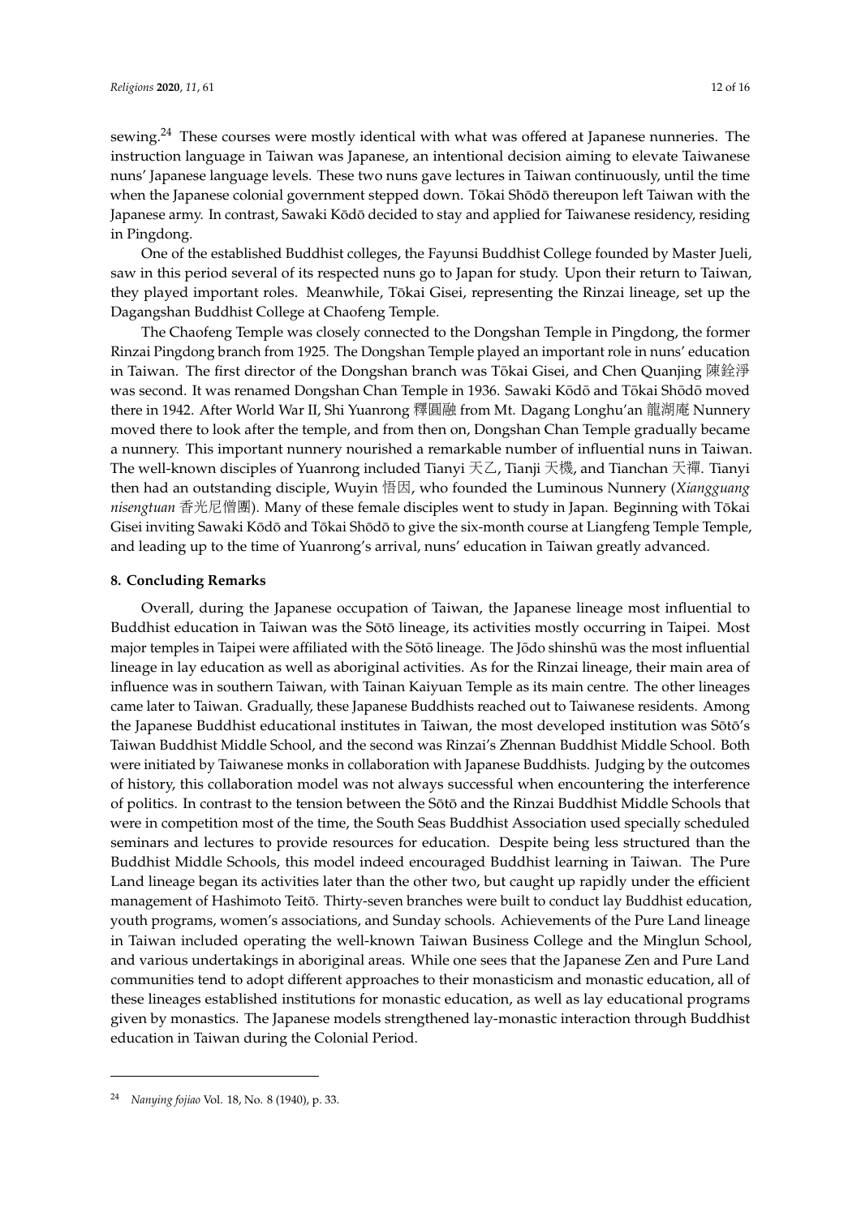sewing.[24] These courses were mostly identical with what was offered at Japanese nunneries. The instruction language in Taiwan was Japanese, an intentional decision aiming to elevate Taiwanese nuns' Japanese language levels. These two nuns gave lectures in Taiwan continuously, until the time when the Japanese colonial government stepped down. Tōkai Shōdō thereupon left Taiwan with the Japanese army. In contrast, Sawaki Kōdō decided to stay and applied for Taiwanese residency, residing in Pingdong.

One of the established Buddhist colleges, the Fayunsi Buddhist College founded by Master Jueli, saw in this period several of its respected nuns go to Japan for study. Upon their return to Taiwan, they played important roles. Meanwhile, Tōkai Gisei, representing the Rinzai lineage, set up the Dagangshan Buddhist College at Chaofeng Temple.

The Chaofeng Temple was closely connected to the Dongshan Temple in Pingdong, the former Rinzai Pingdong branch from 1925. The Dongshan Temple played an important role in nuns' education in Taiwan. The first director of the Dongshan branch was Tōkai Gisei, and Chen Quanjing 陳銓淨 was second. It was renamed Dongshan Chan Temple in 1936. Sawaki Kōdō and Tōkai Shōdō moved there in 1942. After World War II, Shi Yuanrong 釋圓融 from Mt. Dagang Longhu'an 龍湖庵 Nunnery moved there to look after the temple, and from then on, Dongshan Chan Temple gradually became a nunnery. This important nunnery nourished a remarkable number of influential nuns in Taiwan. The well-known disciples of Yuanrong included Tianyi 天乙, Tianji 天機, and Tianchan 天禪. Tianyi then had an outstanding disciple, Wuyin 悟因, who founded the Luminous Nunnery (*Xiangguang nisengtuan* 香光尼僧團). Many of these female disciples went to study in Japan. Beginning with Tōkai Gisei inviting Sawaki Kōdō and Tōkai Shōdō to give the six-month course at Liangfeng Temple Temple, and leading up to the time of Yuanrong's arrival, nuns' education in Taiwan greatly advanced.

## 8. Concluding Remarks

Overall, during the Japanese occupation of Taiwan, the Japanese lineage most influential to Buddhist education in Taiwan was the Sōtō lineage, its activities mostly occurring in Taipei. Most major temples in Taipei were affiliated with the Sōtō lineage. The Jōdo shinshū was the most influential lineage in lay education as well as aboriginal activities. As for the Rinzai lineage, their main area of influence was in southern Taiwan, with Tainan Kaiyuan Temple as its main centre. The other lineages came later to Taiwan. Gradually, these Japanese Buddhists reached out to Taiwanese residents. Among the Japanese Buddhist educational institutes in Taiwan, the most developed institution was Sōtō's Taiwan Buddhist Middle School, and the second was Rinzai's Zhennan Buddhist Middle School. Both were initiated by Taiwanese monks in collaboration with Japanese Buddhists. Judging by the outcomes of history, this collaboration model was not always successful when encountering the interference of politics. In contrast to the tension between the Sōtō and the Rinzai Buddhist Middle Schools that were in competition most of the time, the South Seas Buddhist Association used specially scheduled seminars and lectures to provide resources for education. Despite being less structured than the Buddhist Middle Schools, this model indeed encouraged Buddhist learning in Taiwan. The Pure Land lineage began its activities later than the other two, but caught up rapidly under the efficient management of Hashimoto Teitō. Thirty-seven branches were built to conduct lay Buddhist education, youth programs, women's associations, and Sunday schools. Achievements of the Pure Land lineage in Taiwan included operating the well-known Taiwan Business College and the Minglun School, and various undertakings in aboriginal areas. While one sees that the Japanese Zen and Pure Land communities tend to adopt different approaches to their monasticism and monastic education, all of these lineages established institutions for monastic education, as well as lay educational programs given by monastics. The Japanese models strengthened lay-monastic interaction through Buddhist education in Taiwan during the Colonial Period.

---

[24] *Nanying fojiao* Vol. 18, No. 8 (1940), p. 33.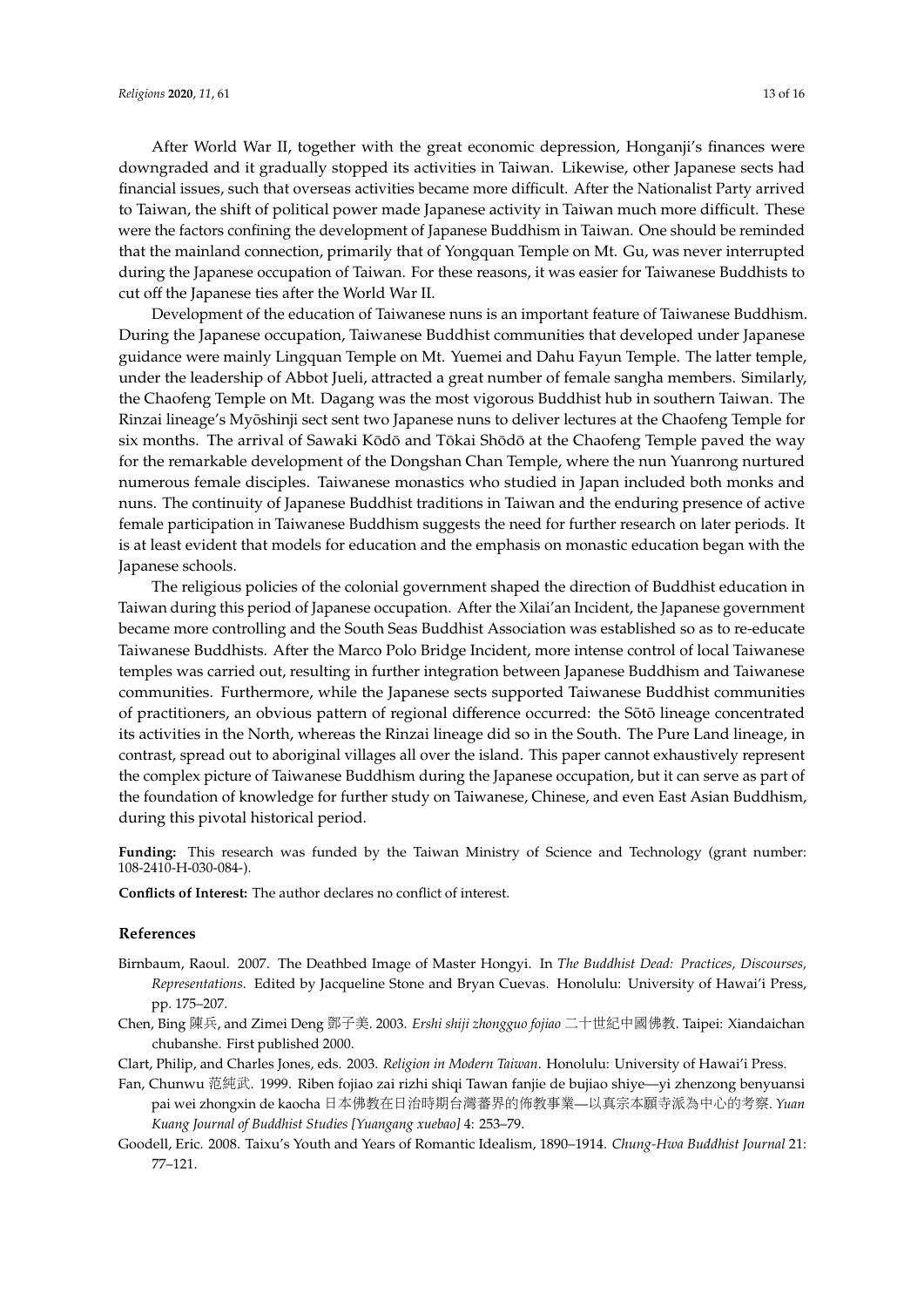After World War II, together with the great economic depression, Honganji's finances were downgraded and it gradually stopped its activities in Taiwan. Likewise, other Japanese sects had financial issues, such that overseas activities became more difficult. After the Nationalist Party arrived to Taiwan, the shift of political power made Japanese activity in Taiwan much more difficult. These were the factors confining the development of Japanese Buddhism in Taiwan. One should be reminded that the mainland connection, primarily that of Yongquan Temple on Mt. Gu, was never interrupted during the Japanese occupation of Taiwan. For these reasons, it was easier for Taiwanese Buddhists to cut off the Japanese ties after the World War II.

Development of the education of Taiwanese nuns is an important feature of Taiwanese Buddhism. During the Japanese occupation, Taiwanese Buddhist communities that developed under Japanese guidance were mainly Lingquan Temple on Mt. Yuemei and Dahu Fayun Temple. The latter temple, under the leadership of Abbot Jueli, attracted a great number of female sangha members. Similarly, the Chaofeng Temple on Mt. Dagang was the most vigorous Buddhist hub in southern Taiwan. The Rinzai lineage's Myōshinji sect sent two Japanese nuns to deliver lectures at the Chaofeng Temple for six months. The arrival of Sawaki Kōdō and Tōkai Shōdō at the Chaofeng Temple paved the way for the remarkable development of the Dongshan Chan Temple, where the nun Yuanrong nurtured numerous female disciples. Taiwanese monastics who studied in Japan included both monks and nuns. The continuity of Japanese Buddhist traditions in Taiwan and the enduring presence of active female participation in Taiwanese Buddhism suggests the need for further research on later periods. It is at least evident that models for education and the emphasis on monastic education began with the Japanese schools.

The religious policies of the colonial government shaped the direction of Buddhist education in Taiwan during this period of Japanese occupation. After the Xilai'an Incident, the Japanese government became more controlling and the South Seas Buddhist Association was established so as to re-educate Taiwanese Buddhists. After the Marco Polo Bridge Incident, more intense control of local Taiwanese temples was carried out, resulting in further integration between Japanese Buddhism and Taiwanese communities. Furthermore, while the Japanese sects supported Taiwanese Buddhist communities of practitioners, an obvious pattern of regional difference occurred: the Sōtō lineage concentrated its activities in the North, whereas the Rinzai lineage did so in the South. The Pure Land lineage, in contrast, spread out to aboriginal villages all over the island. This paper cannot exhaustively represent the complex picture of Taiwanese Buddhism during the Japanese occupation, but it can serve as part of the foundation of knowledge for further study on Taiwanese, Chinese, and even East Asian Buddhism, during this pivotal historical period.

**Funding:** This research was funded by the Taiwan Ministry of Science and Technology (grant number: 108-2410-H-030-084-).

**Conflicts of Interest:** The author declares no conflict of interest.

## References

Birnbaum, Raoul. 2007. The Deathbed Image of Master Hongyi. In *The Buddhist Dead: Practices, Discourses, Representations*. Edited by Jacqueline Stone and Bryan Cuevas. Honolulu: University of Hawai'i Press, pp. 175–207.

Chen, Bing 陳兵, and Zimei Deng 鄧子美. 2003. *Ershi shiji zhongguo fojiao* 二十世紀中國佛教. Taipei: Xiandaichan chubanshe. First published 2000.

Clart, Philip, and Charles Jones, eds. 2003. *Religion in Modern Taiwan*. Honolulu: University of Hawai'i Press.

Fan, Chunwu 范純武. 1999. Riben fojiao zai rizhi shiqi Tawan fanjie de bujiao shiye—yi zhenzong benyuansi pai wei zhongxin de kaocha 日本佛教在日治時期台灣蕃界的佈教事業—以真宗本願寺派為中心的考察. *Yuan Kuang Journal of Buddhist Studies [Yuangang xuebao]* 4: 253–79.

Goodell, Eric. 2008. Taixu's Youth and Years of Romantic Idealism, 1890–1914. *Chung-Hwa Buddhist Journal* 21: 77–121.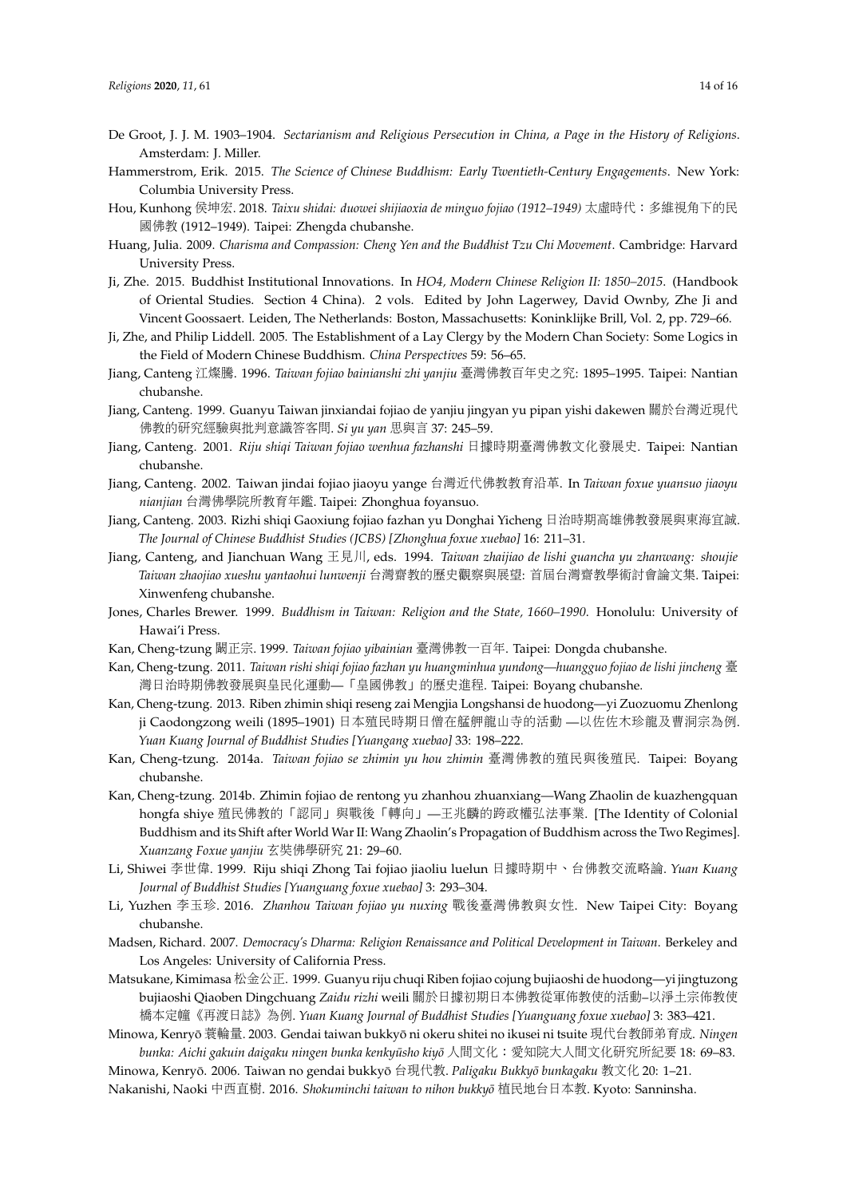De Groot, J. J. M. 1903–1904. *Sectarianism and Religious Persecution in China, a Page in the History of Religions*. Amsterdam: J. Miller.

Hammerstrom, Erik. 2015. *The Science of Chinese Buddhism: Early Twentieth-Century Engagements*. New York: Columbia University Press.

Hou, Kunhong 侯坤宏. 2018. *Taixu shidai: duowei shijiaoxia de minguo fojiao (1912–1949)* 太虛時代：多維視角下的民國佛教 (1912–1949). Taipei: Zhengda chubanshe.

Huang, Julia. 2009. *Charisma and Compassion: Cheng Yen and the Buddhist Tzu Chi Movement*. Cambridge: Harvard University Press.

Ji, Zhe. 2015. Buddhist Institutional Innovations. In *HO4, Modern Chinese Religion II: 1850–2015*. (Handbook of Oriental Studies. Section 4 China). 2 vols. Edited by John Lagerwey, David Ownby, Zhe Ji and Vincent Goossaert. Leiden, The Netherlands: Boston, Massachusetts: Koninklijke Brill, Vol. 2, pp. 729–66.

Ji, Zhe, and Philip Liddell. 2005. The Establishment of a Lay Clergy by the Modern Chan Society: Some Logics in the Field of Modern Chinese Buddhism. *China Perspectives* 59: 56–65.

Jiang, Canteng 江燦騰. 1996. *Taiwan fojiao bainianshi zhi yanjiu* 臺灣佛教百年史之究: 1895–1995. Taipei: Nantian chubanshe.

Jiang, Canteng. 1999. Guanyu Taiwan jinxiandai fojiao de yanjiu jingyan yu pipan yishi dakewen 關於台灣近現代佛教的研究經驗與批判意識答客問. *Si yu yan* 思與言 37: 245–59.

Jiang, Canteng. 2001. *Riju shiqi Taiwan fojiao wenhua fazhanshi* 日據時期臺灣佛教文化發展史. Taipei: Nantian chubanshe.

Jiang, Canteng. 2002. Taiwan jindai fojiao jiaoyu yange 台灣近代佛教教育沿革. In *Taiwan foxue yuansuo jiaoyu nianjian* 台灣佛學院所教育年鑑. Taipei: Zhonghua foyansuo.

Jiang, Canteng. 2003. Rizhi shiqi Gaoxiung fojiao fazhan yu Donghai Yicheng 日治時期高雄佛教發展與東海宜誠. *The Journal of Chinese Buddhist Studies (JCBS) [Zhonghua foxue xuebao]* 16: 211–31.

Jiang, Canteng, and Jianchuan Wang 王見川, eds. 1994. *Taiwan zhaijiao de lishi guancha yu zhanwang: shoujie Taiwan zhaojiao xueshu yantaohui lunwenji* 台灣齋教的歷史觀察與展望: 首屆台灣齋教學術討會論文集. Taipei: Xinwenfeng chubanshe.

Jones, Charles Brewer. 1999. *Buddhism in Taiwan: Religion and the State, 1660–1990*. Honolulu: University of Hawai'i Press.

Kan, Cheng-tzung 闞正宗. 1999. *Taiwan fojiao yibainian* 臺灣佛教一百年. Taipei: Dongda chubanshe.

Kan, Cheng-tzung. 2011. *Taiwan rishi shiqi fojiao fazhan yu huangminhua yundong—huangguo fojiao de lishi jincheng* 臺灣日治時期佛教發展與皇民化運動—「皇國佛教」的歷史進程. Taipei: Boyang chubanshe.

Kan, Cheng-tzung. 2013. Riben zhimin shiqi reseng zai Mengjia Longshansi de huodong—yi Zuozuomu Zhenlong ji Caodongzong weili (1895–1901) 日本殖民時期日僧在艋舺龍山寺的活動 —以佐佐木珍龍及曹洞宗為例. *Yuan Kuang Journal of Buddhist Studies [Yuangang xuebao]* 33: 198–222.

Kan, Cheng-tzung. 2014a. *Taiwan fojiao se zhimin yu hou zhimin* 臺灣佛教的殖民與後殖民. Taipei: Boyang chubanshe.

Kan, Cheng-tzung. 2014b. Zhimin fojiao de rentong yu zhanhou zhuanxiang—Wang Zhaolin de kuazhengquan hongfa shiye 殖民佛教的「認同」與戰後「轉向」—王兆麟的跨政權弘法事業. [The Identity of Colonial Buddhism and its Shift after World War II: Wang Zhaolin's Propagation of Buddhism across the Two Regimes]. *Xuanzang Foxue yanjiu* 玄奘佛學研究 21: 29–60.

Li, Shiwei 李世偉. 1999. Riju shiqi Zhong Tai fojiao jiaoliu luelun 日據時期中、台佛教交流略論. *Yuan Kuang Journal of Buddhist Studies [Yuanguang foxue xuebao]* 3: 293–304.

Li, Yuzhen 李玉珍. 2016. *Zhanhou Taiwan fojiao yu nuxing* 戰後臺灣佛教與女性. New Taipei City: Boyang chubanshe.

Madsen, Richard. 2007. *Democracy's Dharma: Religion Renaissance and Political Development in Taiwan*. Berkeley and Los Angeles: University of California Press.

Matsukane, Kimimasa 松金公正. 1999. Guanyu riju chuqi Riben fojiao cojung bujiaoshi de huodong—yi jingtuzong bujiaoshi Qiaoben Dingchuang *Zaidu rizhi* weili 關於日據初期日本佛教從軍佈教使的活動–以淨土宗佈教使橋本定幢《再渡日誌》為例. *Yuan Kuang Journal of Buddhist Studies [Yuanguang foxue xuebao]* 3: 383–421.

Minowa, Kenryō 蓑輪量. 2003. Gendai taiwan bukkyō ni okeru shitei no ikusei ni tsuite 現代台教師弟育成. *Ningen bunka: Aichi gakuin daigaku ningen bunka kenkyūsho kiyō* 人間文化：愛知院大人間文化研究所紀要 18: 69–83.

Minowa, Kenryō. 2006. Taiwan no gendai bukkyō 台現代教. *Paligaku Bukkyō bunkagaku* 教文化 20: 1–21.

Nakanishi, Naoki 中西直樹. 2016. *Shokuminchi taiwan to nihon bukkyō* 植民地台日本教. Kyoto: Sanninsha.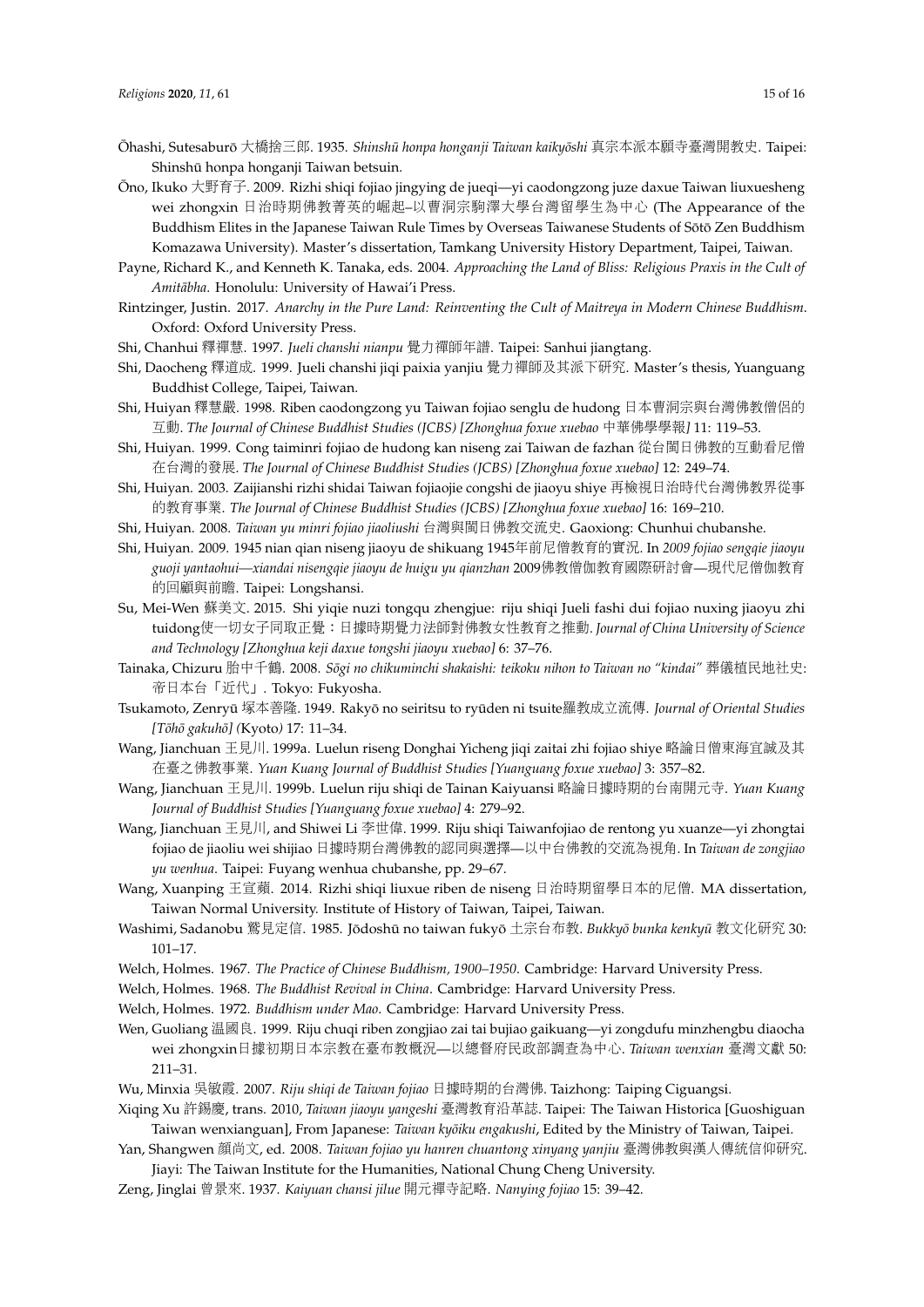Ōhashi, Sutesaburō 大橋捨三郎. 1935. *Shinshū honpa honganji Taiwan kaikyōshi* 真宗本派本願寺臺灣開教史. Taipei: Shinshū honpa honganji Taiwan betsuin.

Ōno, Ikuko 大野育子. 2009. Rizhi shiqi fojiao jingying de jueqi—yi caodongzong juze daxue Taiwan liuxuesheng wei zhongxin 日治時期佛教菁英的崛起–以曹洞宗駒澤大學台灣留學生為中心 (The Appearance of the Buddhism Elites in the Japanese Taiwan Rule Times by Overseas Taiwanese Students of Sōtō Zen Buddhism Komazawa University). Master's dissertation, Tamkang University History Department, Taipei, Taiwan.

Payne, Richard K., and Kenneth K. Tanaka, eds. 2004. *Approaching the Land of Bliss: Religious Praxis in the Cult of Amitābha*. Honolulu: University of Hawai'i Press.

Rintzinger, Justin. 2017. *Anarchy in the Pure Land: Reinventing the Cult of Maitreya in Modern Chinese Buddhism*. Oxford: Oxford University Press.

Shi, Chanhui 釋禪慧. 1997. *Jueli chanshi nianpu* 覺力禪師年譜. Taipei: Sanhui jiangtang.

Shi, Daocheng 釋道成. 1999. Jueli chanshi jiqi paixia yanjiu 覺力禪師及其派下研究. Master's thesis, Yuanguang Buddhist College, Taipei, Taiwan.

Shi, Huiyan 釋慧嚴. 1998. Riben caodongzong yu Taiwan fojiao senglu de hudong 日本曹洞宗與台灣佛教僧侶的互動. *The Journal of Chinese Buddhist Studies (JCBS) [Zhonghua foxue xuebao* 中華佛學學報*]* 11: 119–53.

Shi, Huiyan. 1999. Cong taiminri fojiao de hudong kan niseng zai Taiwan de fazhan 從台閩日佛教的互動看尼僧在台灣的發展. *The Journal of Chinese Buddhist Studies (JCBS) [Zhonghua foxue xuebao]* 12: 249–74.

Shi, Huiyan. 2003. Zaijianshi rizhi shidai Taiwan fojiaojie congshi de jiaoyu shiye 再檢視日治時代台灣佛教界從事的教育事業. *The Journal of Chinese Buddhist Studies (JCBS) [Zhonghua foxue xuebao]* 16: 169–210.

Shi, Huiyan. 2008. *Taiwan yu minri fojiao jiaoliushi* 台灣與閩日佛教交流史. Gaoxiong: Chunhui chubanshe.

Shi, Huiyan. 2009. 1945 nian qian niseng jiaoyu de shikuang 1945年前尼僧教育的實況. In *2009 fojiao sengqie jiaoyu guoji yantaohui—xiandai nisengqie jiaoyu de huigu yu qianzhan* 2009佛教僧伽教育國際研討會—現代尼僧伽教育的回顧與前瞻. Taipei: Longshansi.

Su, Mei-Wen 蘇美文. 2015. Shi yiqie nuzi tongqu zhengjue: riju shiqi Jueli fashi dui fojiao nuxing jiaoyu zhi tuidong使一切女子同取正覺：日據時期覺力法師對佛教女性教育之推動. *Journal of China University of Science and Technology [Zhonghua keji daxue tongshi jiaoyu xuebao]* 6: 37–76.

Tainaka, Chizuru 胎中千鶴. 2008. *Sōgi no chikuminchi shakaishi: teikoku nihon to Taiwan no "kindai"* 葬儀植民地社史: 帝日本台「近代」. Tokyo: Fukyosha.

Tsukamoto, Zenryū 塚本善隆. 1949. Rakyō no seiritsu to ryūden ni tsuite羅教成立流傳. *Journal of Oriental Studies [Tōhō gakuhō] (*Kyoto*)* 17: 11–34.

Wang, Jianchuan 王見川. 1999a. Luelun riseng Donghai Yicheng jiqi zaitai zhi fojiao shiye 略論日僧東海宜誠及其在臺之佛教事業. *Yuan Kuang Journal of Buddhist Studies [Yuanguang foxue xuebao]* 3: 357–82.

Wang, Jianchuan 王見川. 1999b. Luelun riju shiqi de Tainan Kaiyuansi 略論日據時期的台南開元寺. *Yuan Kuang Journal of Buddhist Studies [Yuanguang foxue xuebao]* 4: 279–92.

Wang, Jianchuan 王見川, and Shiwei Li 李世偉. 1999. Riju shiqi Taiwanfojiao de rentong yu xuanze—yi zhongtai fojiao de jiaoliu wei shijiao 日據時期台灣佛教的認同與選擇—以中台佛教的交流為視角. In *Taiwan de zongjiao yu wenhua*. Taipei: Fuyang wenhua chubanshe, pp. 29–67.

Wang, Xuanping 王宣蘋. 2014. Rizhi shiqi liuxue riben de niseng 日治時期留學日本的尼僧. MA dissertation, Taiwan Normal University. Institute of History of Taiwan, Taipei, Taiwan.

Washimi, Sadanobu 鷲見定信. 1985. Jōdoshū no taiwan fukyō 土宗台布教. *Bukkyō bunka kenkyū* 教文化研究 30: 101–17.

Welch, Holmes. 1967. *The Practice of Chinese Buddhism, 1900–1950*. Cambridge: Harvard University Press.

Welch, Holmes. 1968. *The Buddhist Revival in China*. Cambridge: Harvard University Press.

Welch, Holmes. 1972. *Buddhism under Mao*. Cambridge: Harvard University Press.

Wen, Guoliang 温國良. 1999. Riju chuqi riben zongjiao zai tai bujiao gaikuang—yi zongdufu minzhengbu diaocha wei zhongxin日據初期日本宗教在臺布教概況—以總督府民政部調查為中心. *Taiwan wenxian* 臺灣文獻 50: 211–31.

Wu, Minxia 吳敏霞. 2007. *Riju shiqi de Taiwan fojiao* 日據時期的台灣佛. Taizhong: Taiping Ciguangsi.

Xiqing Xu 許錫慶, trans. 2010, *Taiwan jiaoyu yangeshi* 臺灣教育沿革誌. Taipei: The Taiwan Historica [Guoshiguan Taiwan wenxianguan], From Japanese: *Taiwan kyōiku engakushi*, Edited by the Ministry of Taiwan, Taipei.

Yan, Shangwen 顏尚文, ed. 2008. *Taiwan fojiao yu hanren chuantong xinyang yanjiu* 臺灣佛教與漢人傳統信仰研究. Jiayi: The Taiwan Institute for the Humanities, National Chung Cheng University.

Zeng, Jinglai 曾景來. 1937. *Kaiyuan chansi jilue* 開元禪寺記略. *Nanying fojiao* 15: 39–42.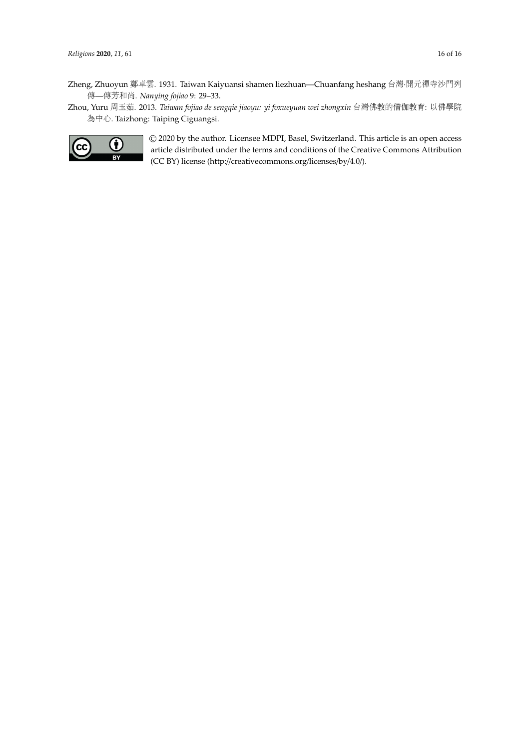Zheng, Zhuoyun 鄭卓雲. 1931. Taiwan Kaiyuansi shamen liezhuan—Chuanfang heshang 台灣·開元禪寺沙門列傳—傳芳和尚. *Nanying fojiao* 9: 29–33.

Zhou, Yuru 周玉茹. 2013. *Taiwan fojiao de sengqie jiaoyu: yi foxueyuan wei zhongxin* 台灣佛教的僧伽教育: 以佛學院為中心. Taizhong: Taiping Ciguangsi.

© 2020 by the author. Licensee MDPI, Basel, Switzerland. This article is an open access article distributed under the terms and conditions of the Creative Commons Attribution (CC BY) license (http://creativecommons.org/licenses/by/4.0/).